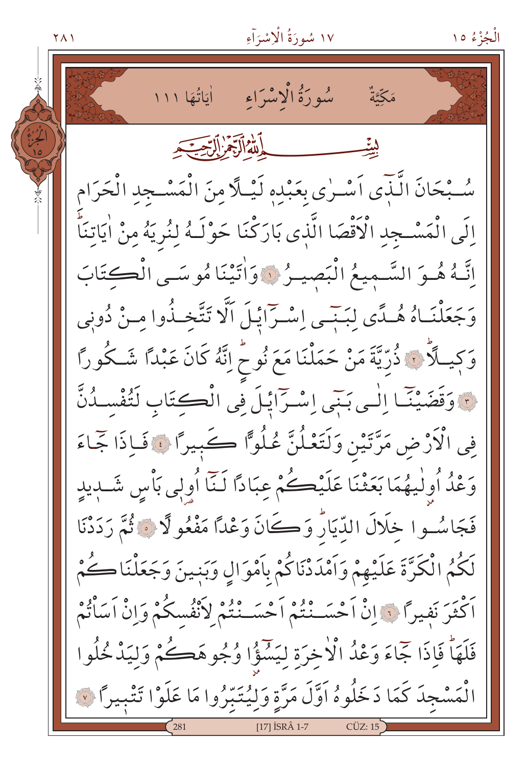## مَكِّيَّةٌ — سُورَةُ الْاِسْرَاءِ — اٰيَاتُهَا ١١١

بِسْمِ اللّٰهِ الرَّحْمٰنِ الرَّح۪يمِ

سُبْحَانَ الَّذ۪ٓي اَسْرٰى بِعَبْدِه۪ لَيْلًا مِنَ الْمَسْجِدِ الْحَرَامِ اِلَى الْمَسْجِدِ الْاَقْصَا الَّذ۪ي بَارَكْنَا حَوْلَهُ لِنُرِيَهُ مِنْ اٰيَاتِنَاۜ اِنَّهُ هُوَ السَّم۪يعُ الْبَص۪يرُ ﴿١﴾ وَاٰتَيْنَا مُوسَى الْكِتَابَ وَجَعَلْنَاهُ هُدًى لِبَن۪ٓي اِسْرَٓائ۪لَ اَلَّا تَتَّخِذُوا مِنْ دُون۪ي وَك۪يلًاۜ ﴿٢﴾ ذُرِّيَّةَ مَنْ حَمَلْنَا مَعَ نُوحٍۜ اِنَّهُ كَانَ عَبْدًا شَكُورًا ﴿٣﴾ وَقَضَيْنَٓا اِلٰى بَن۪ٓي اِسْرَٓائ۪لَ فِي الْكِتَابِ لَتُفْسِدُنَّ فِي الْاَرْضِ مَرَّتَيْنِ وَلَتَعْلُنَّ عُلُوًّا كَب۪يرًا ﴿٤﴾ فَاِذَا جَٓاءَ وَعْدُ اُو۫لٰيهُمَا بَعَثْنَا عَلَيْكُمْ عِبَادًا لَنَٓا اُو۬ل۪ي بَأْسٍ شَد۪يدٍ فَجَاسُوا خِلَالَ الدِّيَارِۜ وَكَانَ وَعْدًا مَفْعُولًا ﴿٥﴾ ثُمَّ رَدَدْنَا لَكُمُ الْكَرَّةَ عَلَيْهِمْ وَاَمْدَدْنَاكُمْ بِاَمْوَالٍ وَبَن۪ينَ وَجَعَلْنَاكُمْ اَكْثَرَ نَف۪يرًا ﴿٦﴾ اِنْ اَحْسَنْتُمْ اَحْسَنْتُمْ لِاَنْفُسِكُمْ وَاِنْ اَسَأْتُمْ فَلَهَاۜ فَاِذَا جَٓاءَ وَعْدُ الْاٰخِرَةِ لِيَسُٓؤُ۫ا وُجُوهَكُمْ وَلِيَدْخُلُوا الْمَسْجِدَ كَمَا دَخَلُوهُ اَوَّلَ مَرَّةٍ وَلِيُتَبِّرُوا مَا عَلَوْا تَتْب۪يرًا ﴿٧﴾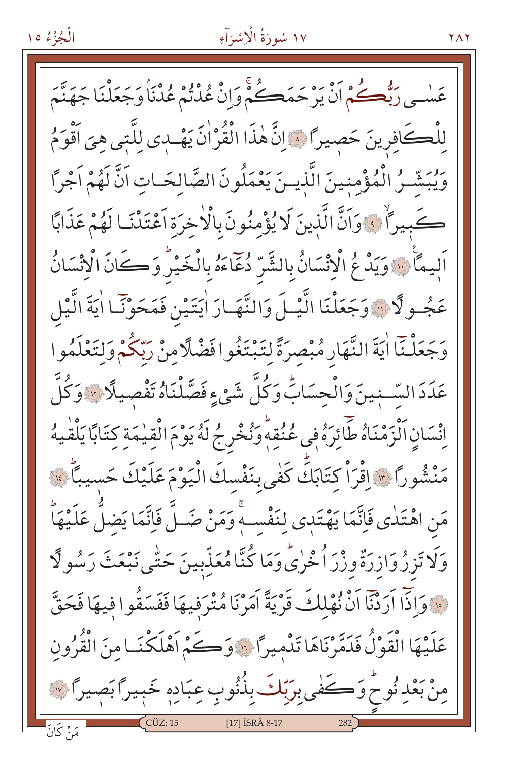عَسٰى رَبُّكُمْ اَنْ يَرْحَمَكُمْۚ وَاِنْ عُدْتُمْ عُدْنَاۢ وَجَعَلْنَا جَهَنَّمَ لِلْكَافِرِينَ حَصِيراً ﴿٨﴾ اِنَّ هٰذَا الْقُرْاٰنَ يَهْدِي لِلَّتِي هِيَ اَقْوَمُ وَيُبَشِّرُ الْمُؤْمِنِينَ الَّذِينَ يَعْمَلُونَ الصَّالِحَاتِ اَنَّ لَهُمْ اَجْراً كَبِيراًۙ ﴿٩﴾ وَاَنَّ الَّذِينَ لَا يُؤْمِنُونَ بِالْاٰخِرَةِ اَعْتَدْنَا لَهُمْ عَذَاباً اَلِيماً ﴿١٠﴾ وَيَدْعُ الْاِنْسَانُ بِالشَّرِّ دُعَٓاءَهُ بِالْخَيْرِۜ وَكَانَ الْاِنْسَانُ عَجُولاً ﴿١١﴾ وَجَعَلْنَا الَّيْلَ وَالنَّهَارَ اٰيَتَيْنِ فَمَحَوْنَٓا اٰيَةَ الَّيْلِ وَجَعَلْنَٓا اٰيَةَ النَّهَارِ مُبْصِرَةً لِتَبْتَغُوا فَضْلاً مِنْ رَبِّكُمْ وَلِتَعْلَمُوا عَدَدَ السِّنِينَ وَالْحِسَابَۜ وَكُلَّ شَيْءٍ فَصَّلْنَاهُ تَفْصِيلاً ﴿١٢﴾ وَكُلَّ اِنْسَانٍ اَلْزَمْنَاهُ طَٓائِرَهُ فِي عُنُقِهِۜ وَنُخْرِجُ لَهُ يَوْمَ الْقِيٰمَةِ كِتَاباً يَلْقٰيهُ مَنْشُوراً ﴿١٣﴾ اِقْرَاْ كِتَابَكَۜ كَفٰى بِنَفْسِكَ الْيَوْمَ عَلَيْكَ حَسِيباًۜ ﴿١٤﴾ مَنِ اهْتَدٰى فَاِنَّمَا يَهْتَدِي لِنَفْسِهِۚ وَمَنْ ضَلَّ فَاِنَّمَا يَضِلُّ عَلَيْهَاۜ وَلَا تَزِرُ وَازِرَةٌ وِزْرَ اُخْرٰىۜ وَمَا كُنَّا مُعَذِّبِينَ حَتّٰى نَبْعَثَ رَسُولاً ﴿١٥﴾ وَاِذَٓا اَرَدْنَٓا اَنْ نُهْلِكَ قَرْيَةً اَمَرْنَا مُتْرَفِيهَا فَفَسَقُوا فِيهَا فَحَقَّ عَلَيْهَا الْقَوْلُ فَدَمَّرْنَاهَا تَدْمِيراً ﴿١٦﴾ وَكَمْ اَهْلَكْنَا مِنَ الْقُرُونِ مِنْ بَعْدِ نُوحٍۜ وَكَفٰى بِرَبِّكَ بِذُنُوبِ عِبَادِهِ خَبِيراً بَصِيراً ﴿١٧﴾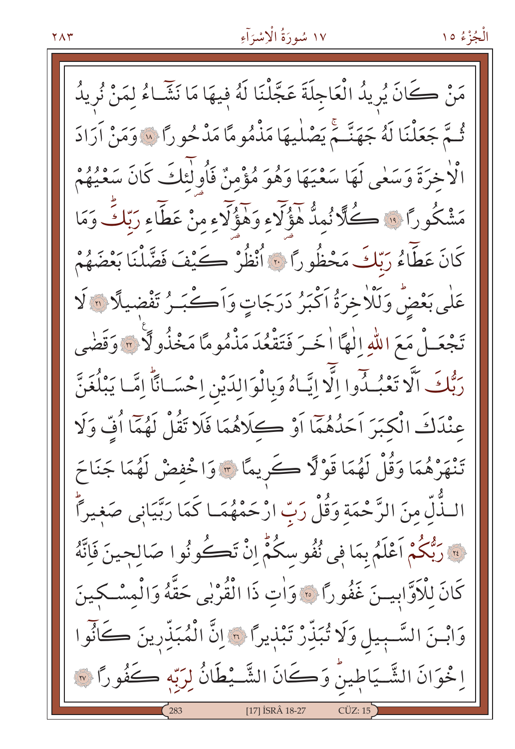مَنْ كَانَ يُرِيدُ الْعَاجِلَةَ عَجَّلْنَا لَهُ فِيهَا مَا نَشَٓاءُ لِمَنْ نُرِيدُ ثُمَّ جَعَلْنَا لَهُ جَهَنَّمَۚ يَصْلٰيهَا مَذْمُومًا مَدْحُورًا ﴿١٨﴾ وَمَنْ اَرَادَ الْاٰخِرَةَ وَسَعٰى لَهَا سَعْيَهَا وَهُوَ مُؤْمِنٌ فَاُو۬لٰٓئِكَ كَانَ سَعْيُهُمْ مَشْكُورًا ﴿١٩﴾ كُلًّا نُمِدُّ هٰٓؤُلَٓاءِ وَهٰٓؤُلَٓاءِ مِنْ عَطَٓاءِ رَبِّكَؕ وَمَا كَانَ عَطَٓاءُ رَبِّكَ مَحْظُورًا ﴿٢٠﴾ اُنْظُرْ كَيْفَ فَضَّلْنَا بَعْضَهُمْ عَلٰى بَعْضٍؕ وَلَلْاٰخِرَةُ اَكْبَرُ دَرَجَاتٍ وَاَكْبَرُ تَفْضِيلًا ﴿٢١﴾ لَا تَجْعَلْ مَعَ اللّٰهِ اِلٰهًا اٰخَرَ فَتَقْعُدَ مَذْمُومًا مَخْذُولًا ﴿٢٢﴾ وَقَضٰى رَبُّكَ اَلَّا تَعْبُدُٓوا اِلَّٓا اِيَّاهُ وَبِالْوَالِدَيْنِ اِحْسَانًاؕ اِمَّا يَبْلُغَنَّ عِنْدَكَ الْكِبَرَ اَحَدُهُمَٓا اَوْ كِلَاهُمَا فَلَا تَقُلْ لَهُمَٓا اُفٍّ وَلَا تَنْهَرْهُمَا وَقُلْ لَهُمَا قَوْلًا كَرِيمًا ﴿٢٣﴾ وَاخْفِضْ لَهُمَا جَنَاحَ الذُّلِّ مِنَ الرَّحْمَةِ وَقُلْ رَبِّ ارْحَمْهُمَا كَمَا رَبَّيَانِي صَغِيرًاؕ ﴿٢٤﴾ رَبُّكُمْ اَعْلَمُ بِمَا فِي نُفُوسِكُمْؕ اِنْ تَكُونُوا صَالِحِينَ فَاِنَّهُ كَانَ لِلْاَوَّابِينَ غَفُورًا ﴿٢٥﴾ وَاٰتِ ذَا الْقُرْبٰى حَقَّهُ وَالْمِسْكِينَ وَابْنَ السَّبِيلِ وَلَا تُبَذِّرْ تَبْذِيرًا ﴿٢٦﴾ اِنَّ الْمُبَذِّرِينَ كَانُٓوا اِخْوَانَ الشَّيَاطِينِؕ وَكَانَ الشَّيْطَانُ لِرَبِّهِ كَفُورًا ﴿٢٧﴾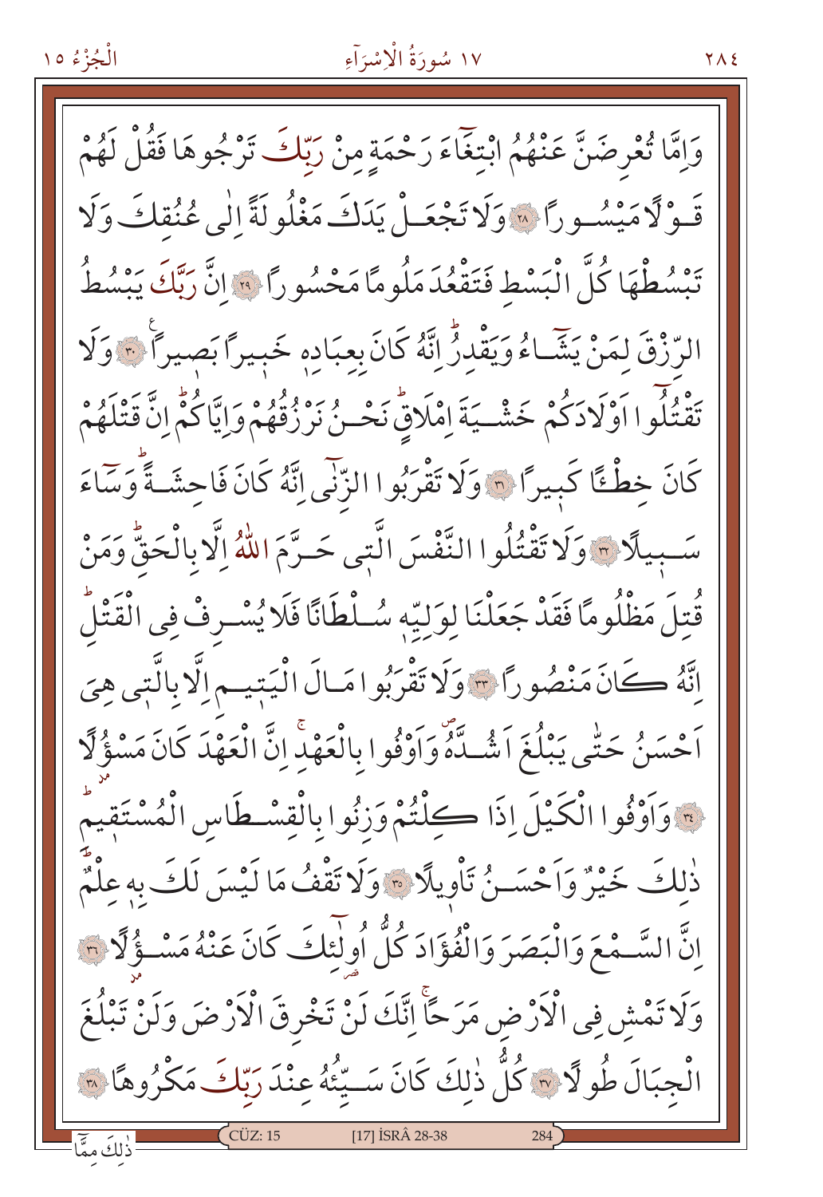وَاِمَّا تُعْرِضَنَّ عَنْهُمُ ابْتِغَٓاءَ رَحْمَةٍ مِنْ رَبِّكَ تَرْجُوهَا فَقُلْ لَهُمْ قَوْلًا مَيْسُورًا ﴿٢٨﴾ وَلَا تَجْعَلْ يَدَكَ مَغْلُولَةً اِلٰى عُنُقِكَ وَلَا تَبْسُطْهَا كُلَّ الْبَسْطِ فَتَقْعُدَ مَلُومًا مَحْسُورًا ﴿٢٩﴾ اِنَّ رَبَّكَ يَبْسُطُ الرِّزْقَ لِمَنْ يَشَٓاءُ وَيَقْدِرُۜ اِنَّهُ كَانَ بِعِبَادِه۪ خَب۪يرًا بَص۪يرًا ﴿٣٠﴾ وَلَا تَقْتُلُٓوا اَوْلَادَكُمْ خَشْيَةَ اِمْلَاقٍۜ نَحْنُ نَرْزُقُهُمْ وَاِيَّاكُمْۜ اِنَّ قَتْلَهُمْ كَانَ خِطْـًٔا كَب۪يرًا ﴿٣١﴾ وَلَا تَقْرَبُوا الزِّنٰٓى اِنَّهُ كَانَ فَاحِشَةًۜ وَسَٓاءَ سَب۪يلًا ﴿٣٢﴾ وَلَا تَقْتُلُوا النَّفْسَ الَّت۪ي حَرَّمَ اللّٰهُ اِلَّا بِالْحَقِّۜ وَمَنْ قُتِلَ مَظْلُومًا فَقَدْ جَعَلْنَا لِوَلِيِّه۪ سُلْطَانًا فَلَا يُسْرِفْ فِي الْقَتْلِۜ اِنَّهُ كَانَ مَنْصُورًا ﴿٣٣﴾ وَلَا تَقْرَبُوا مَالَ الْيَت۪يمِ اِلَّا بِالَّت۪ي هِيَ اَحْسَنُ حَتّٰى يَبْلُغَ اَشُدَّهُۖ وَاَوْفُوا بِالْعَهْدِۚ اِنَّ الْعَهْدَ كَانَ مَسْؤُ۫لًا ﴿٣٤﴾ وَاَوْفُوا الْكَيْلَ اِذَا كِلْتُمْ وَزِنُوا بِالْقِسْطَاسِ الْمُسْتَق۪يمِۜ ذٰلِكَ خَيْرٌ وَاَحْسَنُ تَأْو۪يلًا ﴿٣٥﴾ وَلَا تَقْفُ مَا لَيْسَ لَكَ بِه۪ عِلْمٌۜ اِنَّ السَّمْعَ وَالْبَصَرَ وَالْفُؤَادَ كُلُّ اُو۬لٰٓئِكَ كَانَ عَنْهُ مَسْؤُ۫لًا ﴿٣٦﴾ وَلَا تَمْشِ فِي الْاَرْضِ مَرَحًاۚ اِنَّكَ لَنْ تَخْرِقَ الْاَرْضَ وَلَنْ تَبْلُغَ الْجِبَالَ طُولًا ﴿٣٧﴾ كُلُّ ذٰلِكَ كَانَ سَيِّئُهُ عِنْدَ رَبِّكَ مَكْرُوهًا ﴿٣٨﴾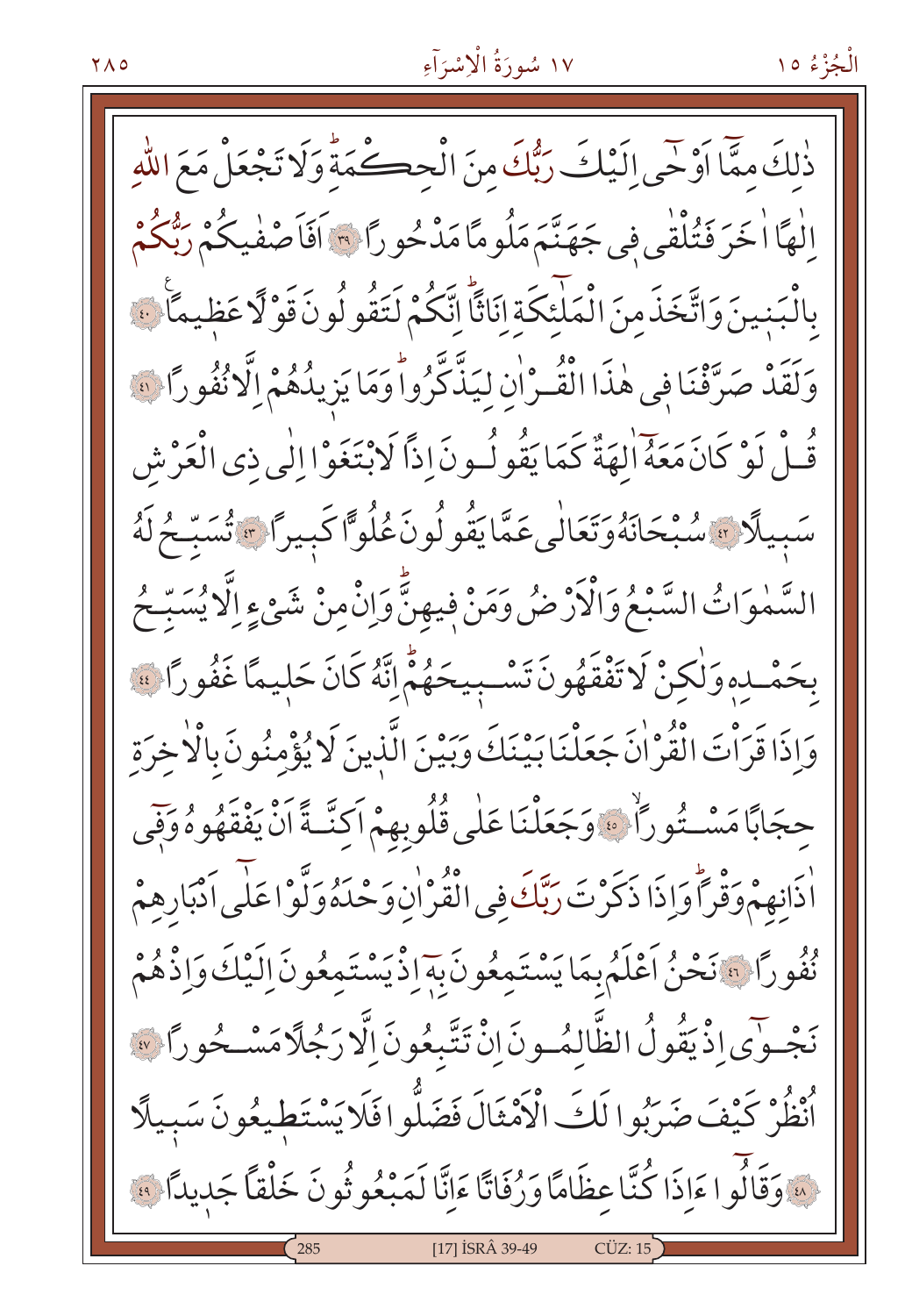ذٰلِكَ مِمَّٓا اَوْحٰٓى اِلَيْكَ رَبُّكَ مِنَ الْحِكْمَةِۜ وَلَا تَجْعَلْ مَعَ اللّٰهِ اِلٰهًا اٰخَرَ فَتُلْقٰى فٖى جَهَنَّمَ مَلُومًا مَدْحُورًا ﴿٣٩﴾ اَفَاَصْفٰيكُمْ رَبُّكُمْ بِالْبَنٖينَ وَاتَّخَذَ مِنَ الْمَلٰٓئِكَةِ اِنَاثًاۜ اِنَّكُمْ لَتَقُولُونَ قَوْلًا عَظٖيمًا ﴿٤٠﴾ وَلَقَدْ صَرَّفْنَا فٖى هٰذَا الْقُرْاٰنِ لِيَذَّكَّرُواۜ وَمَا يَزٖيدُهُمْ اِلَّا نُفُورًا ﴿٤١﴾ قُلْ لَوْ كَانَ مَعَهُٓ اٰلِهَةٌ كَمَا يَقُولُونَ اِذًا لَابْتَغَوْا اِلٰى ذِى الْعَرْشِ سَبٖيلًا ﴿٤٢﴾ سُبْحَانَهُ وَتَعَالٰى عَمَّا يَقُولُونَ عُلُوًّا كَبٖيرًا ﴿٤٣﴾ تُسَبِّحُ لَهُ السَّمٰوَاتُ السَّبْعُ وَالْاَرْضُ وَمَنْ فٖيهِنَّۜ وَاِنْ مِنْ شَیْءٍ اِلَّا يُسَبِّحُ بِحَمْدِهٖ وَلٰكِنْ لَا تَفْقَهُونَ تَسْبٖيحَهُمْۜ اِنَّهُ كَانَ حَلٖيمًا غَفُورًا ﴿٤٤﴾ وَاِذَا قَرَاْتَ الْقُرْاٰنَ جَعَلْنَا بَيْنَكَ وَبَيْنَ الَّذٖينَ لَا يُؤْمِنُونَ بِالْاٰخِرَةِ حِجَابًا مَسْتُورًاۙ ﴿٤٥﴾ وَجَعَلْنَا عَلٰى قُلُوبِهِمْ اَكِنَّةً اَنْ يَفْقَهُوهُ وَفٖٓى اٰذَانِهِمْ وَقْرًاۜ وَاِذَا ذَكَرْتَ رَبَّكَ فِى الْقُرْاٰنِ وَحْدَهُ وَلَّوْا عَلٰٓى اَدْبَارِهِمْ نُفُورًا ﴿٤٦﴾ نَحْنُ اَعْلَمُ بِمَا يَسْتَمِعُونَ بِهٖٓ اِذْ يَسْتَمِعُونَ اِلَيْكَ وَاِذْ هُمْ نَجْوٰٓى اِذْ يَقُولُ الظَّالِمُونَ اِنْ تَتَّبِعُونَ اِلَّا رَجُلًا مَسْحُورًا ﴿٤٧﴾ اُنْظُرْ كَيْفَ ضَرَبُوا لَكَ الْاَمْثَالَ فَضَلُّوا فَلَا يَسْتَطٖيعُونَ سَبٖيلًا ﴿٤٨﴾ وَقَالُٓوا ءَاِذَا كُنَّا عِظَامًا وَرُفَاتًا ءَاِنَّا لَمَبْعُوثُونَ خَلْقًا جَدٖيدًا ﴿٤٩﴾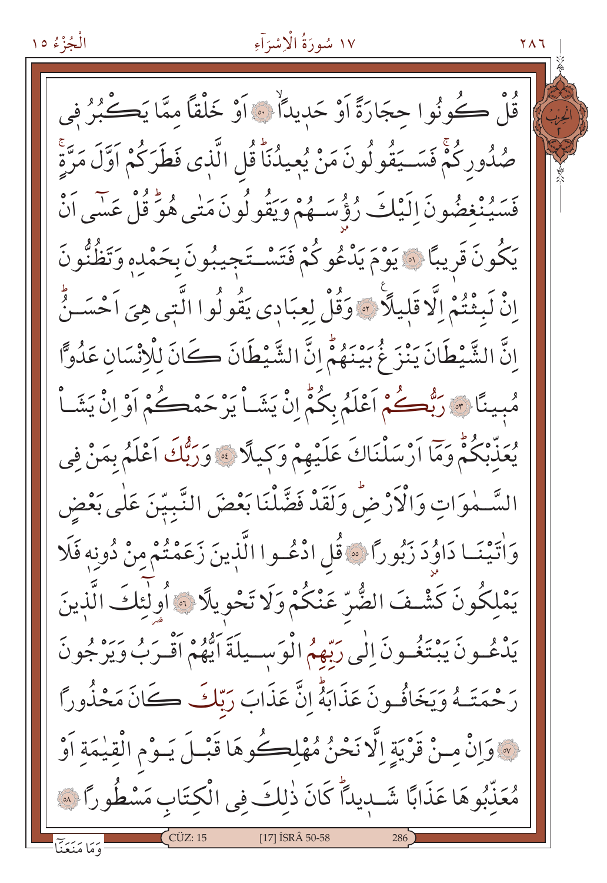قُلْ كُونُوا حِجَارَةً اَوْ حَدِيداًۙ ﴿٥٠﴾ اَوْ خَلْقاً مِمَّا يَكْبُرُ فٖى صُدُورِكُمْۚ فَسَيَقُولُونَ مَنْ يُعٖيدُنَاۜ قُلِ الَّذٖى فَطَرَكُمْ اَوَّلَ مَرَّةٍۚ فَسَيُنْغِضُونَ اِلَيْكَ رُؤُ۫سَهُمْ وَيَقُولُونَ مَتٰى هُوَۜ قُلْ عَسٰۤى اَنْ يَكُونَ قَرٖيباً ﴿٥١﴾ يَوْمَ يَدْعُوكُمْ فَتَسْتَجٖيبُونَ بِحَمْدِهٖ وَتَظُنُّونَ اِنْ لَبِثْتُمْ اِلَّا قَلٖيلاً ﴿٥٢﴾ وَقُلْ لِعِبَادٖى يَقُولُوا الَّتٖى هِيَ اَحْسَنُۜ اِنَّ الشَّيْطَانَ يَنْزَغُ بَيْنَهُمْۜ اِنَّ الشَّيْطَانَ كَانَ لِلْاِنْسَانِ عَدُوًّا مُبٖيناً ﴿٥٣﴾ رَبُّكُمْ اَعْلَمُ بِكُمْۜ اِنْ يَشَأْ يَرْحَمْكُمْ اَوْ اِنْ يَشَأْ يُعَذِّبْكُمْۜ وَمَۤا اَرْسَلْنَاكَ عَلَيْهِمْ وَكٖيلاً ﴿٥٤﴾ وَرَبُّكَ اَعْلَمُ بِمَنْ فِى السَّمٰوَاتِ وَالْاَرْضِۜ وَلَقَدْ فَضَّلْنَا بَعْضَ النَّبِيّٖنَ عَلٰى بَعْضٍ وَاٰتَيْنَا دَاوُ۫دَ زَبُوراً ﴿٥٥﴾ قُلِ ادْعُوا الَّذٖينَ زَعَمْتُمْ مِنْ دُونِهٖ فَلَا يَمْلِكُونَ كَشْفَ الضُّرِّ عَنْكُمْ وَلَا تَحْوٖيلاً ﴿٥٦﴾ اُو۬لٰۤئِكَ الَّذٖينَ يَدْعُونَ يَبْتَغُونَ اِلٰى رَبِّهِمُ الْوَسٖيلَةَ اَيُّهُمْ اَقْرَبُ وَيَرْجُونَ رَحْمَتَهُ وَيَخَافُونَ عَذَابَهُۜ اِنَّ عَذَابَ رَبِّكَ كَانَ مَحْذُوراً ﴿٥٧﴾ وَاِنْ مِنْ قَرْيَةٍ اِلَّا نَحْنُ مُهْلِكُوهَا قَبْلَ يَوْمِ الْقِيٰمَةِ اَوْ مُعَذِّبُوهَا عَذَاباً شَدٖيداًۜ كَانَ ذٰلِكَ فِى الْكِتَابِ مَسْطُوراً ﴿٥٨﴾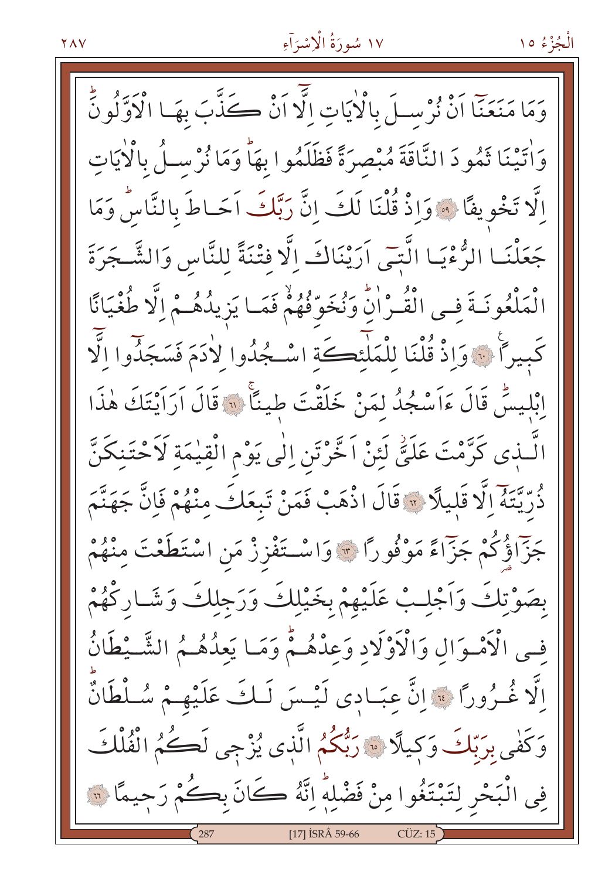وَمَا مَنَعَنَٓا اَنْ نُرْسِلَ بِالْاٰيَاتِ اِلَّٓا اَنْ كَذَّبَ بِهَا الْاَوَّلُونَۜ وَاٰتَيْنَا ثَمُودَ النَّاقَةَ مُبْصِرَةً فَظَلَمُوا بِهَاۜ وَمَا نُرْسِلُ بِالْاٰيَاتِ اِلَّا تَخْوِيفًا ﴿٥٩﴾ وَاِذْ قُلْنَا لَكَ اِنَّ رَبَّكَ اَحَاطَ بِالنَّاسِۜ وَمَا جَعَلْنَا الرُّءْيَا الَّت۪ٓي اَرَيْنَاكَ اِلَّا فِتْنَةً لِلنَّاسِ وَالشَّجَرَةَ الْمَلْعُونَةَ فِي الْقُرْاٰنِۜ وَنُخَوِّفُهُمْۙ فَمَا يَز۪يدُهُمْ اِلَّا طُغْيَانًا كَب۪يرًا ﴿٦٠﴾ وَاِذْ قُلْنَا لِلْمَلٰٓئِكَةِ اسْجُدُوا لِاٰدَمَ فَسَجَدُٓوا اِلَّٓا اِبْل۪يسَۜ قَالَ ءَاَسْجُدُ لِمَنْ خَلَقْتَ ط۪ينًاۚ ﴿٦١﴾ قَالَ اَرَاَيْتَكَ هٰذَا الَّذ۪ي كَرَّمْتَ عَلَيَّۘ لَئِنْ اَخَّرْتَنِ اِلٰى يَوْمِ الْقِيٰمَةِ لَاَحْتَنِكَنَّ ذُرِّيَّتَهُٓ اِلَّا قَل۪يلًا ﴿٦٢﴾ قَالَ اذْهَبْ فَمَنْ تَبِعَكَ مِنْهُمْ فَاِنَّ جَهَنَّمَ جَزَٓاؤُ۬كُمْ جَزَٓاءً مَوْفُورًا ﴿٦٣﴾ وَاسْتَفْزِزْ مَنِ اسْتَطَعْتَ مِنْهُمْ بِصَوْتِكَ وَاَجْلِبْ عَلَيْهِمْ بِخَيْلِكَ وَرَجِلِكَ وَشَارِكْهُمْ فِي الْاَمْوَالِ وَالْاَوْلَادِ وَعِدْهُمْۜ وَمَا يَعِدُهُمُ الشَّيْطَانُ اِلَّا غُرُورًا ﴿٦٤﴾ اِنَّ عِبَاد۪ي لَيْسَ لَكَ عَلَيْهِمْ سُلْطَانٌۜ وَكَفٰى بِرَبِّكَ وَك۪يلًا ﴿٦٥﴾ رَبُّكُمُ الَّذ۪ي يُزْج۪ي لَكُمُ الْفُلْكَ فِي الْبَحْرِ لِتَبْتَغُوا مِنْ فَضْلِه۪ۜ اِنَّهُ كَانَ بِكُمْ رَح۪يمًا ﴿٦٦﴾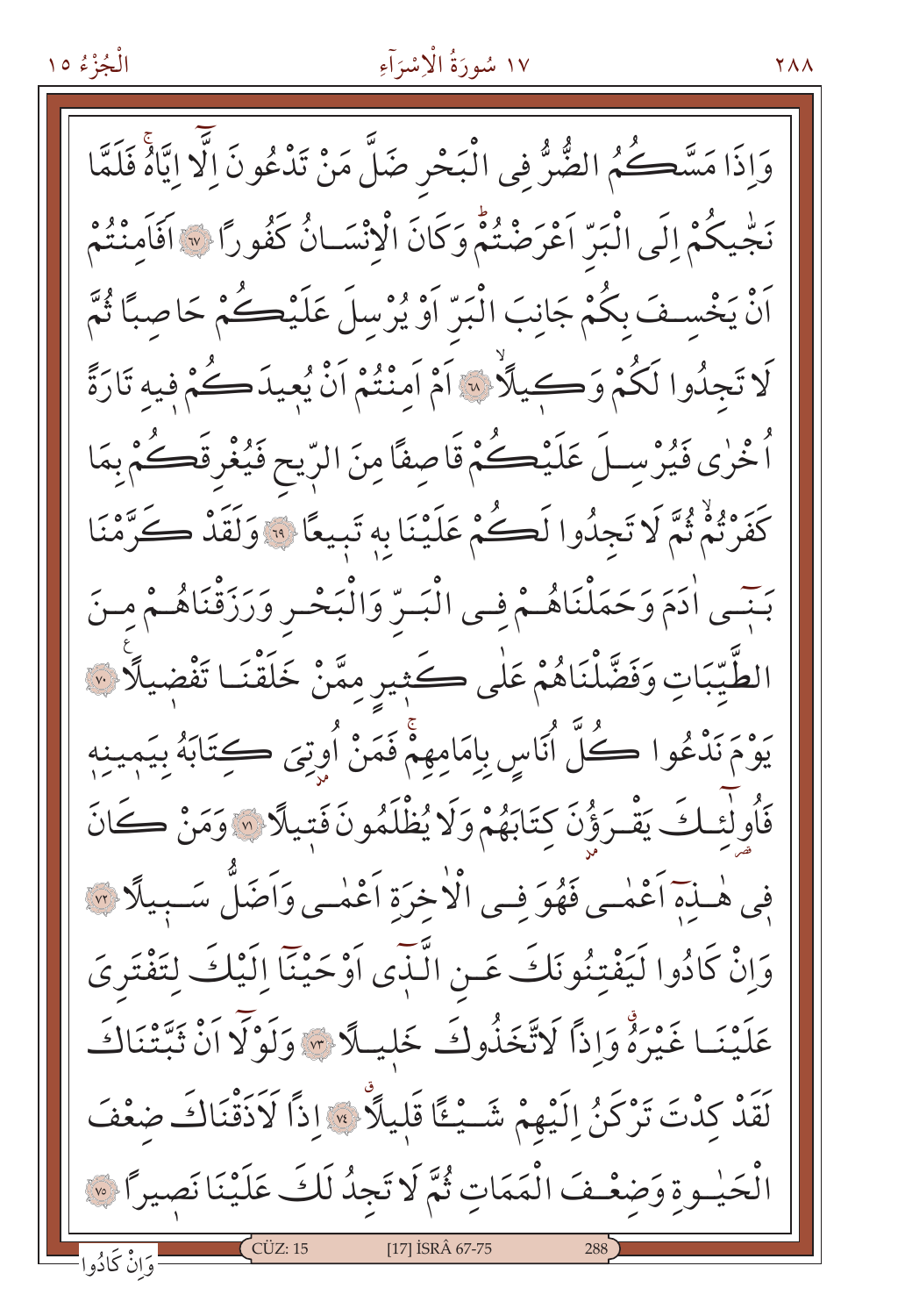وَاِذَا مَسَّكُمُ الضُّرُّ فِى الْبَحْرِ ضَلَّ مَنْ تَدْعُونَ اِلَّٓا اِيَّاهُۚ فَلَمَّا

نَجّٰيكُمْ اِلَى الْبَرِّ اَعْرَضْتُمْۜ وَكَانَ الْاِنْسَانُ كَفُورًا ﴿٦٧﴾ اَفَاَمِنْتُمْ

اَنْ يَخْسِفَ بِكُمْ جَانِبَ الْبَرِّ اَوْ يُرْسِلَ عَلَيْكُمْ حَاصِبًا ثُمَّ

لَا تَجِدُوا لَكُمْ وَكِيلًاۙ ﴿٦٨﴾ اَمْ اَمِنْتُمْ اَنْ يُعِيدَكُمْ فِيهِ تَارَةً

اُخْرٰى فَيُرْسِلَ عَلَيْكُمْ قَاصِفًا مِنَ الرِّيحِ فَيُغْرِقَكُمْ بِمَا

كَفَرْتُمْۙ ثُمَّ لَا تَجِدُوا لَكُمْ عَلَيْنَا بِهِ تَبِيعًا ﴿٦٩﴾ وَلَقَدْ كَرَّمْنَا

بَنٖٓى اٰدَمَ وَحَمَلْنَاهُمْ فِى الْبَرِّ وَالْبَحْرِ وَرَزَقْنَاهُمْ مِنَ

الطَّيِّبَاتِ وَفَضَّلْنَاهُمْ عَلٰى كَثٖيرٍ مِمَّنْ خَلَقْنَا تَفْضٖيلًا۟ ﴿٧٠﴾

يَوْمَ نَدْعُوا كُلَّ اُنَاسٍ بِاِمَامِهِمْۚ فَمَنْ اُوتِىَ كِتَابَهُ بِيَمٖينِهٖ

فَاُولٰٓئِكَ يَقْرَؤُنَ كِتَابَهُمْ وَلَا يُظْلَمُونَ فَتٖيلًا ﴿٧١﴾ وَمَنْ كَانَ

فٖى هٰذِهٖٓ اَعْمٰى فَهُوَ فِى الْاٰخِرَةِ اَعْمٰى وَاَضَلُّ سَبٖيلًا ﴿٧٢﴾

وَاِنْ كَادُوا لَيَفْتِنُونَكَ عَنِ الَّذٖٓى اَوْحَيْنَٓا اِلَيْكَ لِتَفْتَرِىَ

عَلَيْنَا غَيْرَهُۗ وَاِذًا لَاتَّخَذُوكَ خَلٖيلًا ﴿٧٣﴾ وَلَوْلَٓا اَنْ ثَبَّتْنَاكَ

لَقَدْ كِدْتَ تَرْكَنُ اِلَيْهِمْ شَيْـًٔا قَلٖيلًاۗ ﴿٧٤﴾ اِذًا لَاَذَقْنَاكَ ضِعْفَ

الْحَيٰوةِ وَضِعْفَ الْمَمَاتِ ثُمَّ لَا تَجِدُ لَكَ عَلَيْنَا نَصٖيرًا ﴿٧٥﴾

وَاِنْ كَادُوا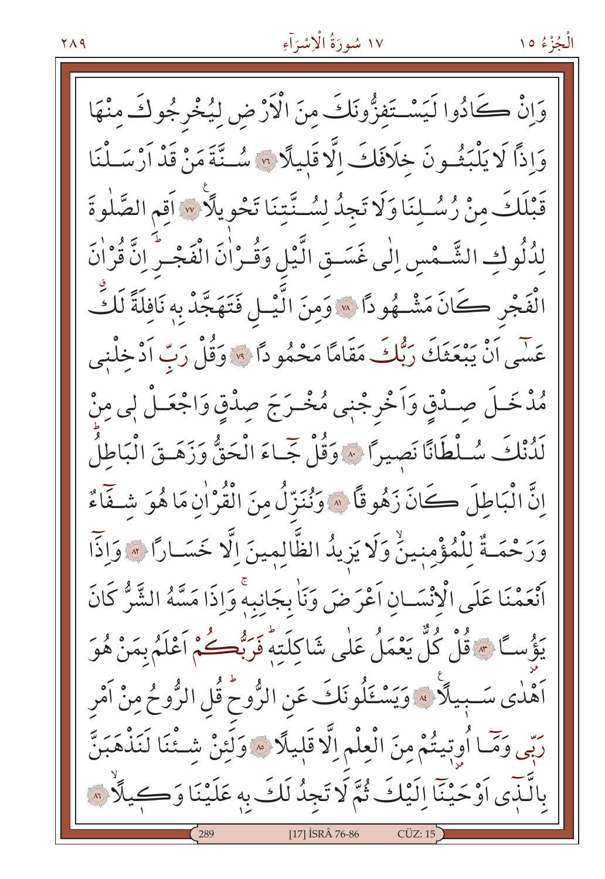وَاِنْ كَادُوا لَيَسْتَفِزُّونَكَ مِنَ الْاَرْضِ لِيُخْرِجُوكَ مِنْهَا وَاِذاً لَا يَلْبَثُونَ خِلَافَكَ اِلَّا قَليلاً ﴿٧٦﴾ سُنَّةَ مَنْ قَدْ اَرْسَلْنَا قَبْلَكَ مِنْ رُسُلِنَا وَلَا تَجِدُ لِسُنَّتِنَا تَحْويلاً ﴿٧٧﴾ اَقِمِ الصَّلٰوةَ لِدُلُوكِ الشَّمْسِ اِلٰى غَسَقِ الَّيْلِ وَقُرْاٰنَ الْفَجْرِ اِنَّ قُرْاٰنَ الْفَجْرِ كَانَ مَشْهُوداً ﴿٧٨﴾ وَمِنَ الَّيْلِ فَتَهَجَّدْ بِه نَافِلَةً لَكَ عَسٰى اَنْ يَبْعَثَكَ رَبُّكَ مَقَاماً مَحْمُوداً ﴿٧٩﴾ وَقُلْ رَبِّ اَدْخِلْنى مُدْخَلَ صِدْقٍ وَاَخْرِجْنى مُخْرَجَ صِدْقٍ وَاجْعَلْ لى مِنْ لَدُنْكَ سُلْطَاناً نَصيراً ﴿٨٠﴾ وَقُلْ جَٓاءَ الْحَقُّ وَزَهَقَ الْبَاطِلُ اِنَّ الْبَاطِلَ كَانَ زَهُوقاً ﴿٨١﴾ وَنُنَزِّلُ مِنَ الْقُرْاٰنِ مَا هُوَ شِفَٓاءٌ وَرَحْمَةٌ لِلْمُؤْمِنينَ وَلَا يَزيدُ الظَّالِمينَ اِلَّا خَسَاراً ﴿٨٢﴾ وَاِذَٓا اَنْعَمْنَا عَلَى الْاِنْسَانِ اَعْرَضَ وَنَاٰ بِجَانِبِه وَاِذَا مَسَّهُ الشَّرُّ كَانَ يَؤُساً ﴿٨٣﴾ قُلْ كُلٌّ يَعْمَلُ عَلٰى شَاكِلَتِه فَرَبُّكُمْ اَعْلَمُ بِمَنْ هُوَ اَهْدٰى سَبيلاً ﴿٨٤﴾ وَيَسْـَٔلُونَكَ عَنِ الرُّوحِ قُلِ الرُّوحُ مِنْ اَمْرِ رَبّى وَمَٓا اُوتيتُمْ مِنَ الْعِلْمِ اِلَّا قَليلاً ﴿٨٥﴾ وَلَئِنْ شِئْنَا لَنَذْهَبَنَّ بِالَّذٓى اَوْحَيْنَٓا اِلَيْكَ ثُمَّ لَا تَجِدُ لَكَ بِه عَلَيْنَا وَكيلاً ﴿٨٦﴾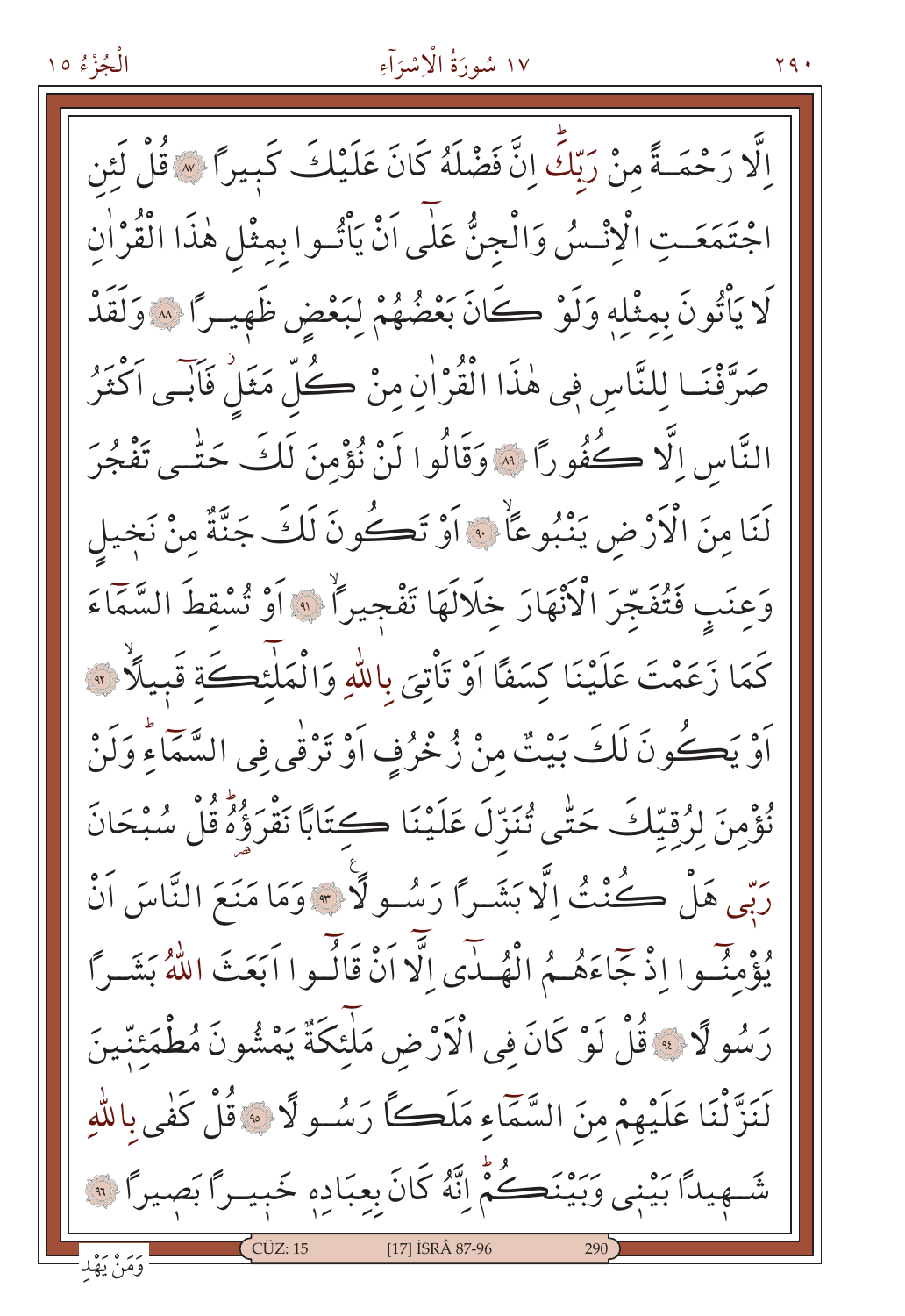اِلَّا رَحْمَةً مِنْ رَبِّكَۜ اِنَّ فَضْلَهُ كَانَ عَلَيْكَ كَبٖيرًا ﴿٨٧﴾ قُلْ لَئِنِ اجْتَمَعَتِ الْاِنْسُ وَالْجِنُّ عَلٰٓى اَنْ يَأْتُوا بِمِثْلِ هٰذَا الْقُرْاٰنِ لَا يَأْتُونَ بِمِثْلِهٖ وَلَوْ كَانَ بَعْضُهُمْ لِبَعْضٍ ظَهٖيرًا ﴿٨٨﴾ وَلَقَدْ صَرَّفْنَا لِلنَّاسِ فٖى هٰذَا الْقُرْاٰنِ مِنْ كُلِّ مَثَلٍۘ فَاَبٰٓى اَكْثَرُ النَّاسِ اِلَّا كُفُورًا ﴿٨٩﴾ وَقَالُوا لَنْ نُؤْمِنَ لَكَ حَتّٰى تَفْجُرَ لَنَا مِنَ الْاَرْضِ يَنْبُوعًاۙ ﴿٩٠﴾ اَوْ تَكُونَ لَكَ جَنَّةٌ مِنْ نَخٖيلٍ وَعِنَبٍ فَتُفَجِّرَ الْاَنْهَارَ خِلَالَهَا تَفْجٖيرًاۙ ﴿٩١﴾ اَوْ تُسْقِطَ السَّمَٓاءَ كَمَا زَعَمْتَ عَلَيْنَا كِسَفًا اَوْ تَأْتِيَ بِاللّٰهِ وَالْمَلٰٓئِكَةِ قَبٖيلًاۙ ﴿٩٢﴾ اَوْ يَكُونَ لَكَ بَيْتٌ مِنْ زُخْرُفٍ اَوْ تَرْقٰى فِى السَّمَٓاءِۜ وَلَنْ نُؤْمِنَ لِرُقِيِّكَ حَتّٰى تُنَزِّلَ عَلَيْنَا كِتَابًا نَقْرَؤُهُۜ قُلْ سُبْحَانَ رَبّٖى هَلْ كُنْتُ اِلَّا بَشَرًا رَسُولًا ﴿٩٣﴾ وَمَا مَنَعَ النَّاسَ اَنْ يُؤْمِنُٓوا اِذْ جَٓاءَهُمُ الْهُدٰٓى اِلَّٓا اَنْ قَالُٓوا اَبَعَثَ اللّٰهُ بَشَرًا رَسُولًا ﴿٩٤﴾ قُلْ لَوْ كَانَ فِى الْاَرْضِ مَلٰٓئِكَةٌ يَمْشُونَ مُطْمَئِنّٖينَ لَنَزَّلْنَا عَلَيْهِمْ مِنَ السَّمَٓاءِ مَلَكًا رَسُولًا ﴿٩٥﴾ قُلْ كَفٰى بِاللّٰهِ شَهٖيدًا بَيْنٖى وَبَيْنَكُمْۜ اِنَّهُ كَانَ بِعِبَادِهٖ خَبٖيرًا بَصٖيرًا ﴿٩٦﴾

وَمَنْ يَهْدِ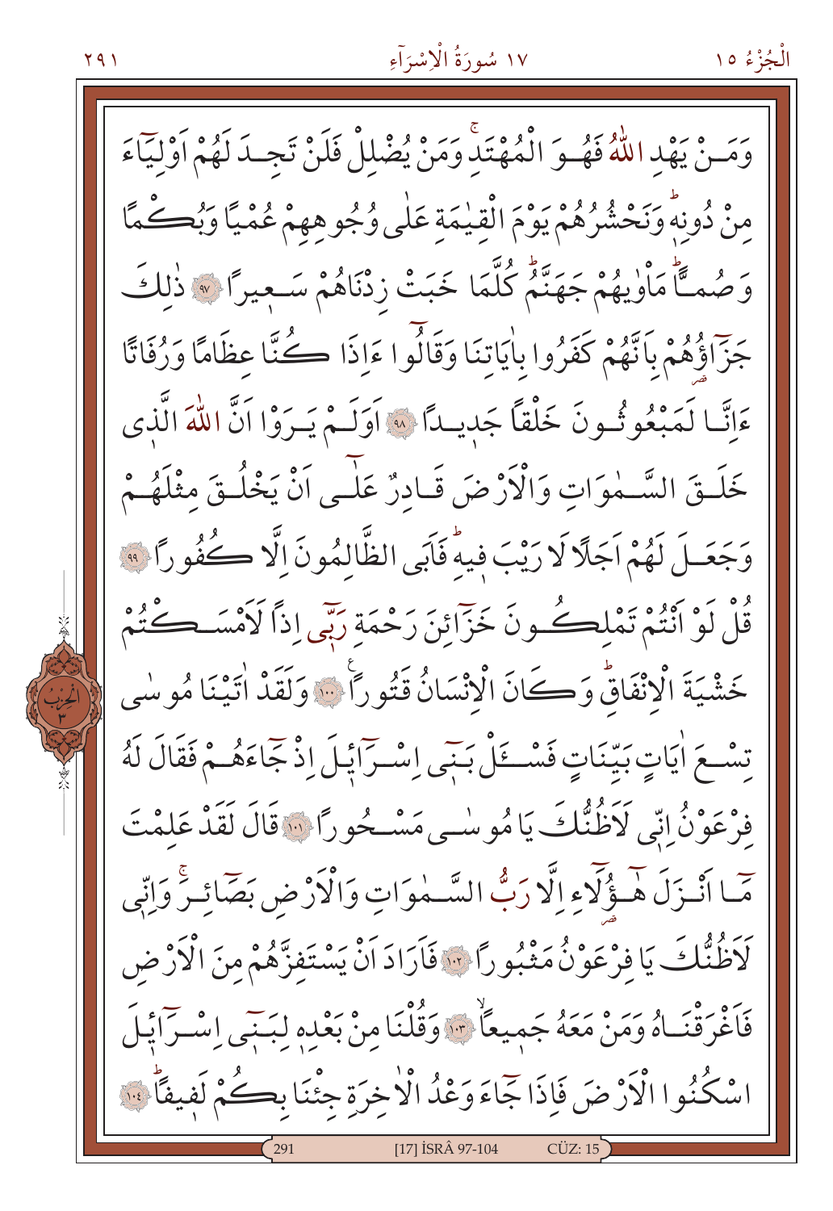وَمَنْ يَهْدِ اللّٰهُ فَهُوَ الْمُهْتَدِۚ وَمَنْ يُضْلِلْ فَلَنْ تَجِدَ لَهُمْ اَوْلِيَٓاءَ مِنْ دُونِهٖۜ وَنَحْشُرُهُمْ يَوْمَ الْقِيٰمَةِ عَلٰى وُجُوهِهِمْ عُمْيًا وَبُكْمًا وَصُمًّاۜ مَاْوٰيهُمْ جَهَنَّمُۜ كُلَّمَا خَبَتْ زِدْنَاهُمْ سَعِيرًا ﴿٩٧﴾ ذٰلِكَ جَزَٓاؤُهُمْ بِاَنَّهُمْ كَفَرُوا بِاٰيَاتِنَا وَقَالُٓوا ءَاِذَا كُنَّا عِظَامًا وَرُفَاتًا ءَاِنَّا لَمَبْعُوثُونَ خَلْقًا جَدِيدًا ﴿٩٨﴾ اَوَلَمْ يَرَوْا اَنَّ اللّٰهَ الَّذ۪ي خَلَقَ السَّمٰوَاتِ وَالْاَرْضَ قَادِرٌ عَلٰٓى اَنْ يَخْلُقَ مِثْلَهُمْ وَجَعَلَ لَهُمْ اَجَلًا لَا رَيْبَ ف۪يهِۜ فَاَبَى الظَّالِمُونَ اِلَّا كُفُورًا ﴿٩٩﴾ قُلْ لَوْ اَنْتُمْ تَمْلِكُونَ خَزَٓائِنَ رَحْمَةِ رَبّ۪ٓي اِذًا لَاَمْسَكْتُمْ خَشْيَةَ الْاِنْفَاقِۜ وَكَانَ الْاِنْسَانُ قَتُورًا ﴿١٠٠﴾ وَلَقَدْ اٰتَيْنَا مُوسٰى تِسْعَ اٰيَاتٍ بَيِّنَاتٍ فَسْـَٔلْ بَن۪ٓي اِسْرَٓائ۪يلَ اِذْ جَٓاءَهُمْ فَقَالَ لَهُ فِرْعَوْنُ اِنّ۪ي لَاَظُنُّكَ يَا مُوسٰى مَسْحُورًا ﴿١٠١﴾ قَالَ لَقَدْ عَلِمْتَ مَٓا اَنْزَلَ هٰٓؤُلَٓاءِ اِلَّا رَبُّ السَّمٰوَاتِ وَالْاَرْضِ بَصَٓائِرَۚ وَاِنّ۪ي لَاَظُنُّكَ يَا فِرْعَوْنُ مَثْبُورًا ﴿١٠٢﴾ فَاَرَادَ اَنْ يَسْتَفِزَّهُمْ مِنَ الْاَرْضِ فَاَغْرَقْنَاهُ وَمَنْ مَعَهُ جَم۪يعًاۙ ﴿١٠٣﴾ وَقُلْنَا مِنْ بَعْدِه۪ لِبَن۪ٓي اِسْرَٓائ۪يلَ اسْكُنُوا الْاَرْضَ فَاِذَا جَٓاءَ وَعْدُ الْاٰخِرَةِ جِئْنَا بِكُمْ لَف۪يفًاۜ ﴿١٠٤﴾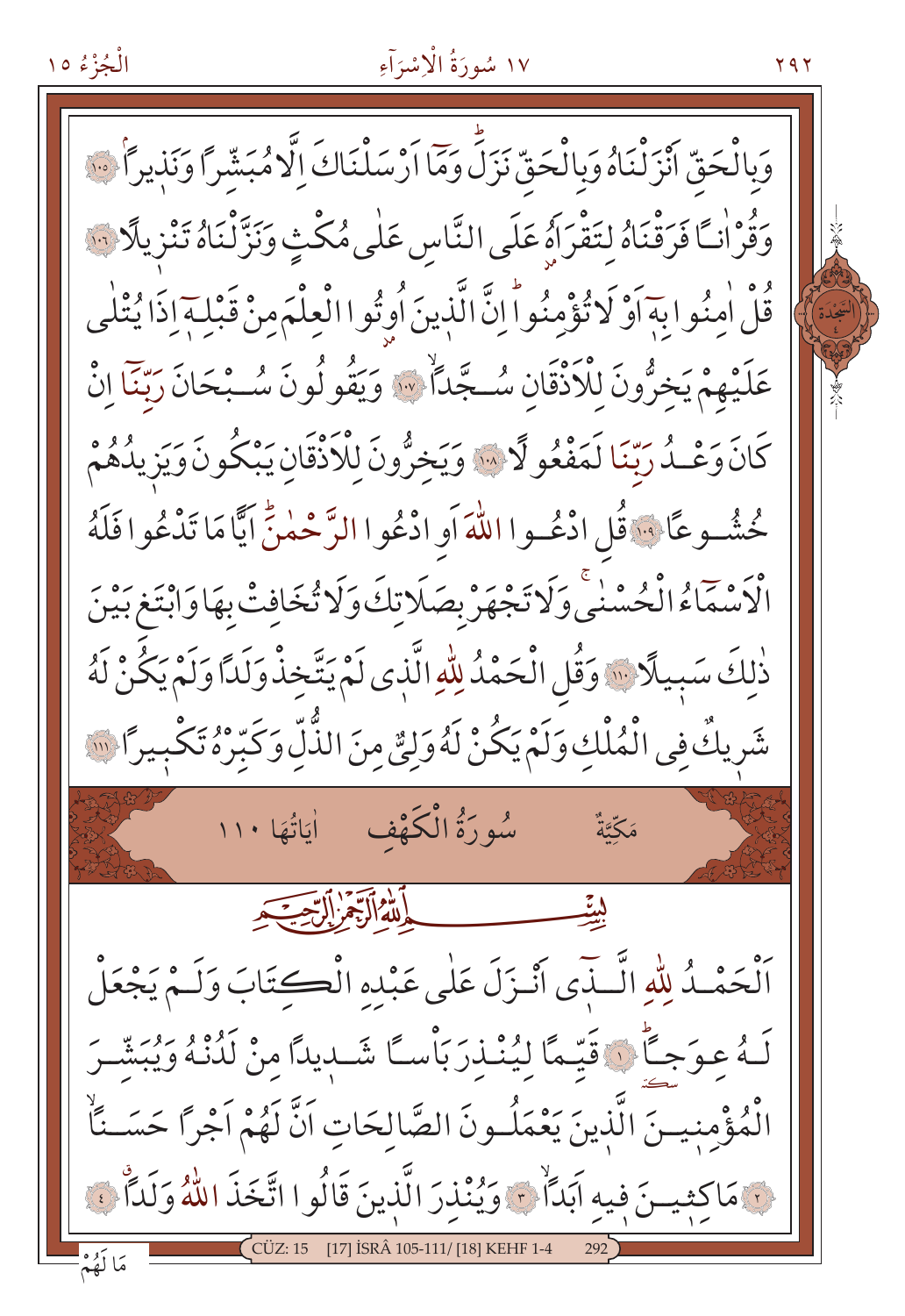وَبِالْحَقِّ اَنْزَلْنَاهُ وَبِالْحَقِّ نَزَلَۜ وَمَٓا اَرْسَلْنَاكَ اِلَّا مُبَشِّرًا وَنَذِيرًاۢ ﴿١٠٥﴾ وَقُرْاٰنًا فَرَقْنَاهُ لِتَقْرَاَهُ عَلَى النَّاسِ عَلٰى مُكْثٍ وَنَزَّلْنَاهُ تَنْزِيلًا ﴿١٠٦﴾ قُلْ اٰمِنُوا بِهٓ اَوْ لَا تُؤْمِنُواۜ اِنَّ الَّذِينَ اُوتُوا الْعِلْمَ مِنْ قَبْلِهٓ اِذَا يُتْلٰى عَلَيْهِمْ يَخِرُّونَ لِلْاَذْقَانِ سُجَّدًاۙ ﴿١٠٧﴾ وَيَقُولُونَ سُبْحَانَ رَبِّنَٓا اِنْ كَانَ وَعْدُ رَبِّنَا لَمَفْعُولًا ﴿١٠٨﴾ وَيَخِرُّونَ لِلْاَذْقَانِ يَبْكُونَ وَيَزِيدُهُمْ خُشُوعًا ﴿١٠٩﴾ قُلِ ادْعُوا اللّٰهَ اَوِ ادْعُوا الرَّحْمٰنَۜ اَيًّا مَا تَدْعُوا فَلَهُ الْاَسْمَٓاءُ الْحُسْنٰىۚ وَلَا تَجْهَرْ بِصَلَاتِكَ وَلَا تُخَافِتْ بِهَا وَابْتَغِ بَيْنَ ذٰلِكَ سَبِيلًا ﴿١١٠﴾ وَقُلِ الْحَمْدُ لِلّٰهِ الَّذ۪ي لَمْ يَتَّخِذْ وَلَدًا وَلَمْ يَكُنْ لَهُ شَر۪يكٌ فِي الْمُلْكِ وَلَمْ يَكُنْ لَهُ وَلِيٌّ مِنَ الذُّلِّ وَكَبِّرْهُ تَكْب۪يرًا ﴿١١١﴾

## سُورَةُ الْكَهْفِ — مَكِّيَّةٌ — اٰيَاتُهَا ١١٠

بِسْمِ اللّٰهِ الرَّحْمٰنِ الرَّح۪يمِ

اَلْحَمْدُ لِلّٰهِ الَّذ۪ٓي اَنْزَلَ عَلٰى عَبْدِهِ الْكِتَابَ وَلَمْ يَجْعَلْ لَهُ عِوَجًاۜ ﴿١﴾ قَيِّمًا لِيُنْذِرَ بَاْسًا شَد۪يدًا مِنْ لَدُنْهُ وَيُبَشِّرَ الْمُؤْمِن۪ينَ الَّذ۪ينَ يَعْمَلُونَ الصَّالِحَاتِ اَنَّ لَهُمْ اَجْرًا حَسَنًاۙ ﴿٢﴾ مَاكِث۪ينَ ف۪يهِ اَبَدًاۙ ﴿٣﴾ وَيُنْذِرَ الَّذ۪ينَ قَالُوا اتَّخَذَ اللّٰهُ وَلَدًاۗ ﴿٤﴾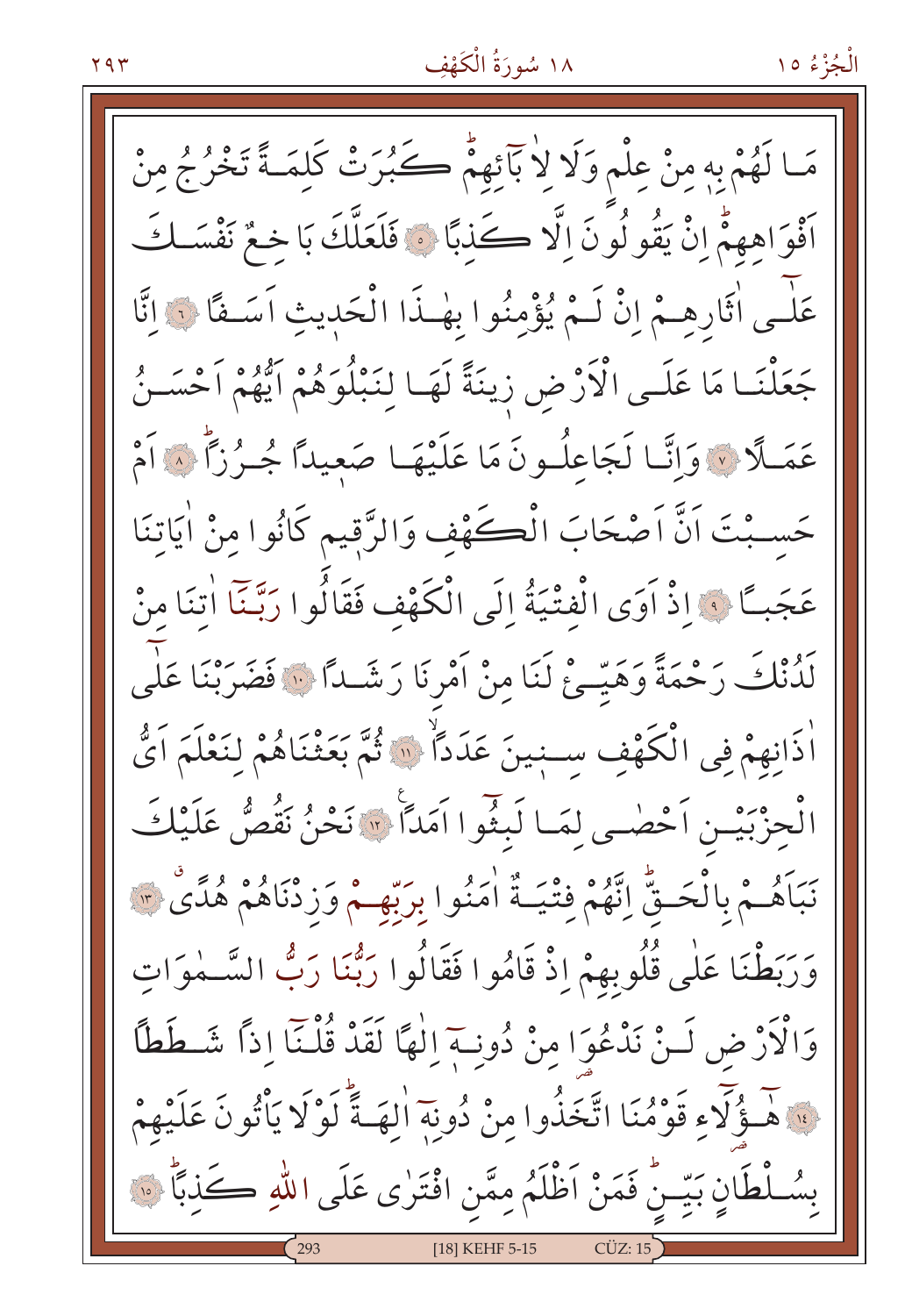مَا لَهُمْ بِهٖ مِنْ عِلْمٍ وَلَا لِاٰبَٓائِهِمْۜ كَبُرَتْ كَلِمَةً تَخْرُجُ مِنْ اَفْوَاهِهِمْۜ اِنْ يَقُولُونَ اِلَّا كَذِبًا ﴿٥﴾ فَلَعَلَّكَ بَاخِعٌ نَفْسَكَ عَلٰٓى اٰثَارِهِمْ اِنْ لَمْ يُؤْمِنُوا بِهٰذَا الْحَدٖيثِ اَسَفًا ﴿٦﴾ اِنَّا جَعَلْنَا مَا عَلَى الْاَرْضِ زٖينَةً لَهَا لِنَبْلُوَهُمْ اَيُّهُمْ اَحْسَنُ عَمَلًا ﴿٧﴾ وَاِنَّا لَجَاعِلُونَ مَا عَلَيْهَا صَعٖيدًا جُرُزًاۜ ﴿٨﴾ اَمْ حَسِبْتَ اَنَّ اَصْحَابَ الْكَهْفِ وَالرَّقٖيمِ كَانُوا مِنْ اٰيَاتِنَا عَجَبًا ﴿٩﴾ اِذْ اَوَى الْفِتْيَةُ اِلَى الْكَهْفِ فَقَالُوا رَبَّنَٓا اٰتِنَا مِنْ لَدُنْكَ رَحْمَةً وَهَيِّئْ لَنَا مِنْ اَمْرِنَا رَشَدًا ﴿١٠﴾ فَضَرَبْنَا عَلٰٓى اٰذَانِهِمْ فِي الْكَهْفِ سِنٖينَ عَدَدًاۙ ﴿١١﴾ ثُمَّ بَعَثْنَاهُمْ لِنَعْلَمَ اَيُّ الْحِزْبَيْنِ اَحْصٰى لِمَا لَبِثُٓوا اَمَدًاࣖ ﴿١٢﴾ نَحْنُ نَقُصُّ عَلَيْكَ نَبَاَهُمْ بِالْحَقِّۜ اِنَّهُمْ فِتْيَةٌ اٰمَنُوا بِرَبِّهِمْ وَزِدْنَاهُمْ هُدًىۗ ﴿١٣﴾ وَرَبَطْنَا عَلٰى قُلُوبِهِمْ اِذْ قَامُوا فَقَالُوا رَبُّنَا رَبُّ السَّمٰوَاتِ وَالْاَرْضِ لَنْ نَدْعُوَا مِنْ دُونِهٖٓ اِلٰهًا لَقَدْ قُلْنَٓا اِذًا شَطَطًا ﴿١٤﴾ هٰٓؤُلَٓاءِ قَوْمُنَا اتَّخَذُوا مِنْ دُونِهٖٓ اٰلِهَةًۜ لَوْلَا يَاْتُونَ عَلَيْهِمْ بِسُلْطَانٍ بَيِّنٍۜ فَمَنْ اَظْلَمُ مِمَّنِ افْتَرٰى عَلَى اللّٰهِ كَذِبًاۜ ﴿١٥﴾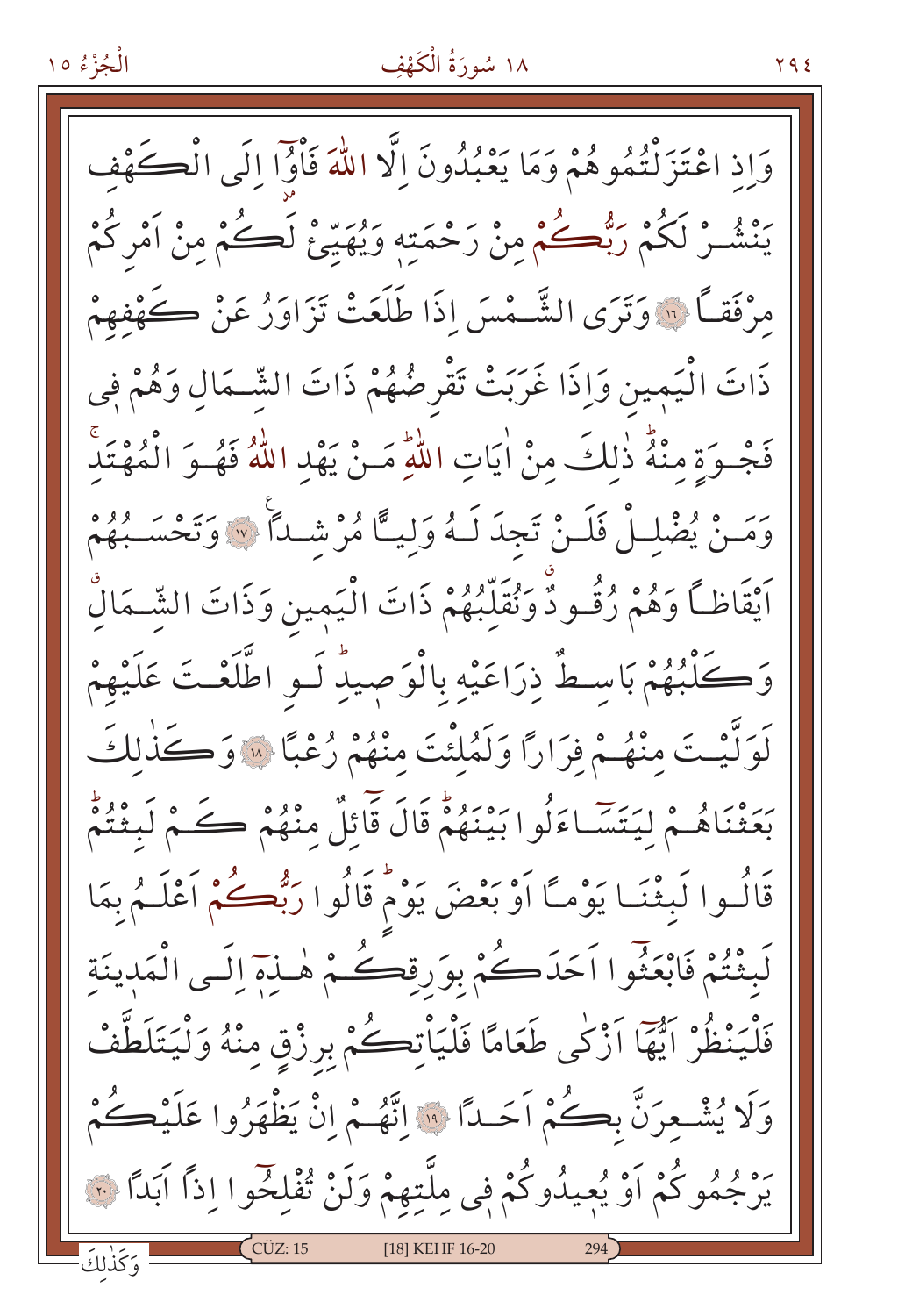وَاِذِ اعْتَزَلْتُمُوهُمْ وَمَا يَعْبُدُونَ اِلَّا اللّٰهَ فَأْوُٓا اِلَى الْكَهْفِ يَنْشُرْ لَكُمْ رَبُّكُمْ مِنْ رَحْمَتِهٖ وَيُهَيِّئْ لَكُمْ مِنْ اَمْرِكُمْ مِرْفَقًا ﴿١٦﴾ وَتَرَى الشَّمْسَ اِذَا طَلَعَتْ تَزَاوَرُ عَنْ كَهْفِهِمْ ذَاتَ الْيَمِينِ وَاِذَا غَرَبَتْ تَقْرِضُهُمْ ذَاتَ الشِّمَالِ وَهُمْ فٖى فَجْوَةٍ مِنْهُ ذٰلِكَ مِنْ اٰيَاتِ اللّٰهِ مَنْ يَهْدِ اللّٰهُ فَهُوَ الْمُهْتَدِ وَمَنْ يُضْلِلْ فَلَنْ تَجِدَ لَهُ وَلِيًّا مُرْشِدًا ﴿١٧﴾ وَتَحْسَبُهُمْ اَيْقَاظًا وَهُمْ رُقُودٌ وَنُقَلِّبُهُمْ ذَاتَ الْيَمِينِ وَذَاتَ الشِّمَالِ وَكَلْبُهُمْ بَاسِطٌ ذِرَاعَيْهِ بِالْوَصٖيدِ لَوِ اطَّلَعْتَ عَلَيْهِمْ لَوَلَّيْتَ مِنْهُمْ فِرَارًا وَلَمُلِئْتَ مِنْهُمْ رُعْبًا ﴿١٨﴾ وَكَذٰلِكَ بَعَثْنَاهُمْ لِيَتَسَٓاءَلُوا بَيْنَهُمْ قَالَ قَٓائِلٌ مِنْهُمْ كَمْ لَبِثْتُمْ قَالُوا لَبِثْنَا يَوْمًا اَوْ بَعْضَ يَوْمٍ قَالُوا رَبُّكُمْ اَعْلَمُ بِمَا لَبِثْتُمْ فَابْعَثُٓوا اَحَدَكُمْ بِوَرِقِكُمْ هٰذِهٖٓ اِلَى الْمَدٖينَةِ فَلْيَنْظُرْ اَيُّهَٓا اَزْكٰى طَعَامًا فَلْيَأْتِكُمْ بِرِزْقٍ مِنْهُ وَلْيَتَلَطَّفْ وَلَا يُشْعِرَنَّ بِكُمْ اَحَدًا ﴿١٩﴾ اِنَّهُمْ اِنْ يَظْهَرُوا عَلَيْكُمْ يَرْجُمُوكُمْ اَوْ يُعٖيدُوكُمْ فٖى مِلَّتِهِمْ وَلَنْ تُفْلِحُٓوا اِذًا اَبَدًا ﴿٢٠﴾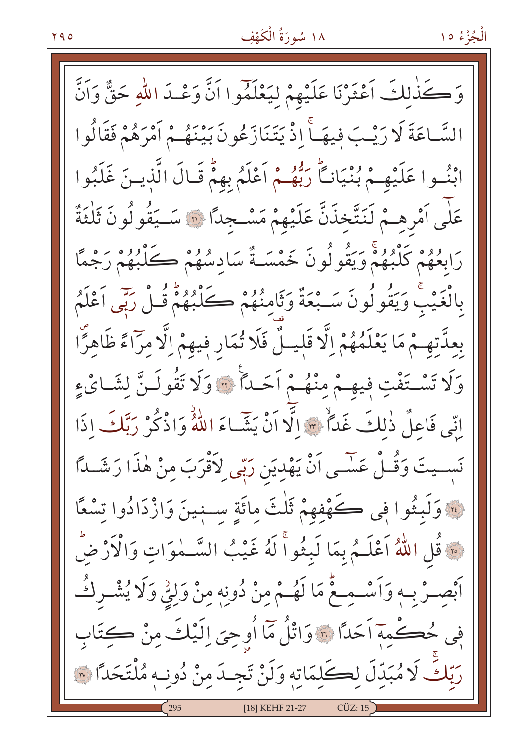وَكَذٰلِكَ اَعْثَرْنَا عَلَيْهِمْ لِيَعْلَمُٓوا اَنَّ وَعْدَ اللّٰهِ حَقٌّ وَاَنَّ السَّاعَةَ لَا رَيْبَ فِيهَاۚ اِذْ يَتَنَازَعُونَ بَيْنَهُمْ اَمْرَهُمْ فَقَالُوا ابْنُوا عَلَيْهِمْ بُنْيَانًاۜ رَبُّهُمْ اَعْلَمُ بِهِمْۜ قَالَ الَّذِينَ غَلَبُوا عَلٰٓى اَمْرِهِمْ لَنَتَّخِذَنَّ عَلَيْهِمْ مَسْجِدًا ﴿٢١﴾ سَيَقُولُونَ ثَلٰثَةٌ رَابِعُهُمْ كَلْبُهُمْۚ وَيَقُولُونَ خَمْسَةٌ سَادِسُهُمْ كَلْبُهُمْ رَجْمًا بِالْغَيْبِۚ وَيَقُولُونَ سَبْعَةٌ وَثَامِنُهُمْ كَلْبُهُمْۜ قُلْ رَبّٖٓى اَعْلَمُ بِعِدَّتِهِمْ مَا يَعْلَمُهُمْ اِلَّا قَلِيلٌ قف فَلَا تُمَارِ فِيهِمْ اِلَّا مِرَٓاءً ظَاهِرًاۖ وَلَا تَسْتَفْتِ فِيهِمْ مِنْهُمْ اَحَدًا ﴿٢٢﴾ وَلَا تَقُولَنَّ لِشَا۟ىْءٍ اِنّ۪ى فَاعِلٌ ذٰلِكَ غَدًاۙ ﴿٢٣﴾ اِلَّٓا اَنْ يَشَٓاءَ اللّٰهُۘ وَاذْكُرْ رَبَّكَ اِذَا نَس۪يتَ وَقُلْ عَسٰٓى اَنْ يَهْدِيَنِ رَبّ۪ى لِاَقْرَبَ مِنْ هٰذَا رَشَدًا ﴿٢٤﴾ وَلَبِثُوا ف۪ى كَهْفِهِمْ ثَلٰثَ مِائَةٍ س۪نينَ وَازْدَادُوا تِسْعًا ﴿٢٥﴾ قُلِ اللّٰهُ اَعْلَمُ بِمَا لَبِثُواۚ لَهُ غَيْبُ السَّمٰوَاتِ وَالْاَرْضِۜ اَبْصِرْ بِه۪ وَاَسْمِعْۜ مَا لَهُمْ مِنْ دُونِه۪ مِنْ وَلِيٍّۘ وَلَا يُشْرِكُ ف۪ى حُكْمِه۪ٓ اَحَدًا ﴿٢٦﴾ وَاتْلُ مَٓا اُو۫حِيَ اِلَيْكَ مِنْ كِتَابِ رَبِّكَۚ لَا مُبَدِّلَ لِكَلِمَاتِه۪ وَلَنْ تَجِدَ مِنْ دُونِه۪ مُلْتَحَدًا ﴿٢٧﴾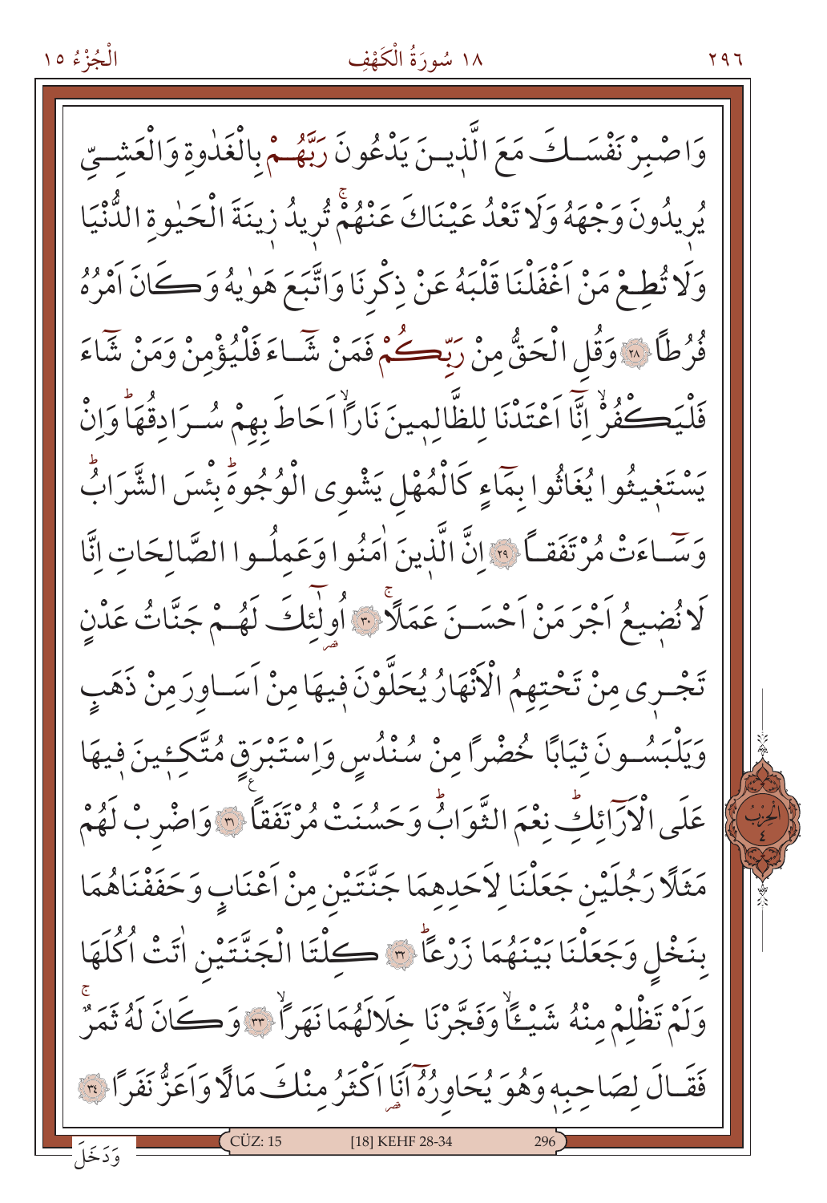وَاصْبِرْ نَفْسَكَ مَعَ الَّذِينَ يَدْعُونَ رَبَّهُمْ بِالْغَدٰوةِ وَالْعَشِيِّ يُرِيدُونَ وَجْهَهُ وَلَا تَعْدُ عَيْنَاكَ عَنْهُمْۚ تُرِيدُ زِينَةَ الْحَيٰوةِ الدُّنْيَا وَلَا تُطِعْ مَنْ اَغْفَلْنَا قَلْبَهُ عَنْ ذِكْرِنَا وَاتَّبَعَ هَوٰيهُ وَكَانَ اَمْرُهُ فُرُطًا ﴿٢٨﴾ وَقُلِ الْحَقُّ مِنْ رَبِّكُمْ فَمَنْ شَاءَ فَلْيُؤْمِنْ وَمَنْ شَاءَ فَلْيَكْفُرْۙ اِنَّا اَعْتَدْنَا لِلظَّالِمِينَ نَارًاۙ اَحَاطَ بِهِمْ سُرَادِقُهَاۜ وَاِنْ يَسْتَغِيثُوا يُغَاثُوا بِمَاءٍ كَالْمُهْلِ يَشْوِي الْوُجُوهَۜ بِئْسَ الشَّرَابُۜ وَسَاءَتْ مُرْتَفَقًا ﴿٢٩﴾ اِنَّ الَّذِينَ اٰمَنُوا وَعَمِلُوا الصَّالِحَاتِ اِنَّا لَا نُضِيعُ اَجْرَ مَنْ اَحْسَنَ عَمَلًاۚ ﴿٣٠﴾ اُولٰئِكَ لَهُمْ جَنَّاتُ عَدْنٍ تَجْرِي مِنْ تَحْتِهِمُ الْاَنْهَارُ يُحَلَّوْنَ فِيهَا مِنْ اَسَاوِرَ مِنْ ذَهَبٍ وَيَلْبَسُونَ ثِيَابًا خُضْرًا مِنْ سُنْدُسٍ وَاِسْتَبْرَقٍ مُتَّكِئِينَ فِيهَا عَلَى الْاَرَائِكِۜ نِعْمَ الثَّوَابُۜ وَحَسُنَتْ مُرْتَفَقًا ﴿٣١﴾ وَاضْرِبْ لَهُمْ مَثَلًا رَجُلَيْنِ جَعَلْنَا لِاَحَدِهِمَا جَنَّتَيْنِ مِنْ اَعْنَابٍ وَحَفَفْنَاهُمَا بِنَخْلٍ وَجَعَلْنَا بَيْنَهُمَا زَرْعًاۜ ﴿٣٢﴾ كِلْتَا الْجَنَّتَيْنِ اٰتَتْ اُكُلَهَا وَلَمْ تَظْلِمْ مِنْهُ شَيْـًٔاۙ وَفَجَّرْنَا خِلَالَهُمَا نَهَرًاۙ ﴿٣٣﴾ وَكَانَ لَهُ ثَمَرٌۚ فَقَالَ لِصَاحِبِهِ وَهُوَ يُحَاوِرُهُ اَنَا اَكْثَرُ مِنْكَ مَالًا وَاَعَزُّ نَفَرًا ﴿٣٤﴾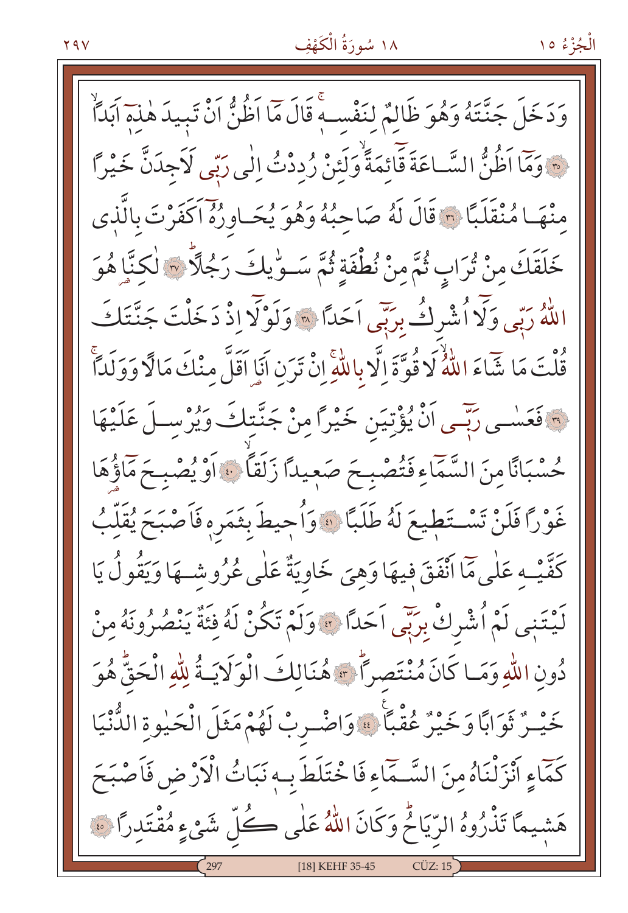وَدَخَلَ جَنَّتَهُ وَهُوَ ظَالِمٌ لِنَفْسِهِۚ قَالَ مَٓا اَظُنُّ اَنْ تَبٖيدَ هٰذِهٖٓ اَبَدًاۙ ﴿٣٥﴾ وَمَٓا اَظُنُّ السَّاعَةَ قَٓائِمَةًۙ وَلَئِنْ رُدِدْتُ اِلٰى رَبّٖى لَاَجِدَنَّ خَيْرًا مِنْهَا مُنْقَلَبًا ﴿٣٦﴾ قَالَ لَهُ صَاحِبُهُ وَهُوَ يُحَاوِرُهُٓ اَكَفَرْتَ بِالَّذٖى خَلَقَكَ مِنْ تُرَابٍ ثُمَّ مِنْ نُطْفَةٍ ثُمَّ سَوّٰيكَ رَجُلًاۜ ﴿٣٧﴾ لٰكِنَّا۬ هُوَ اللّٰهُ رَبّٖى وَلَٓا اُشْرِكُ بِرَبّٖٓى اَحَدًا ﴿٣٨﴾ وَلَوْلَٓا اِذْ دَخَلْتَ جَنَّتَكَ قُلْتَ مَا شَٓاءَ اللّٰهُۙ لَا قُوَّةَ اِلَّا بِاللّٰهِۚ اِنْ تَرَنِ اَنَا۬ اَقَلَّ مِنْكَ مَالًا وَوَلَدًاۚ ﴿٣٩﴾ فَعَسٰى رَبّٖٓى اَنْ يُؤْتِيَنِ خَيْرًا مِنْ جَنَّتِكَ وَيُرْسِلَ عَلَيْهَا حُسْبَانًا مِنَ السَّمَٓاءِ فَتُصْبِحَ صَعٖيدًا زَلَقًاۙ ﴿٤٠﴾ اَوْ يُصْبِحَ مَٓاؤُهَا غَوْرًا فَلَنْ تَسْتَطٖيعَ لَهُ طَلَبًا ﴿٤١﴾ وَاُحٖيطَ بِثَمَرِهٖ فَاَصْبَحَ يُقَلِّبُ كَفَّيْهِ عَلٰى مَٓا اَنْفَقَ فٖيهَا وَهِيَ خَاوِيَةٌ عَلٰى عُرُوشِهَا وَيَقُولُ يَا لَيْتَنٖى لَمْ اُشْرِكْ بِرَبّٖٓى اَحَدًا ﴿٤٢﴾ وَلَمْ تَكُنْ لَهُ فِئَةٌ يَنْصُرُونَهُ مِنْ دُونِ اللّٰهِ وَمَا كَانَ مُنْتَصِرًاۜ ﴿٤٣﴾ هُنَالِكَ الْوَلَايَةُ لِلّٰهِ الْحَقِّۜ هُوَ خَيْرٌ ثَوَابًا وَخَيْرٌ عُقْبًاۚ ﴿٤٤﴾ وَاضْرِبْ لَهُمْ مَثَلَ الْحَيٰوةِ الدُّنْيَا كَمَٓاءٍ اَنْزَلْنَاهُ مِنَ السَّمَٓاءِ فَاخْتَلَطَ بِهٖ نَبَاتُ الْاَرْضِ فَاَصْبَحَ هَشٖيمًا تَذْرُوهُ الرِّيَاحُۜ وَكَانَ اللّٰهُ عَلٰى كُلِّ شَيْءٍ مُقْتَدِرًا ﴿٤٥﴾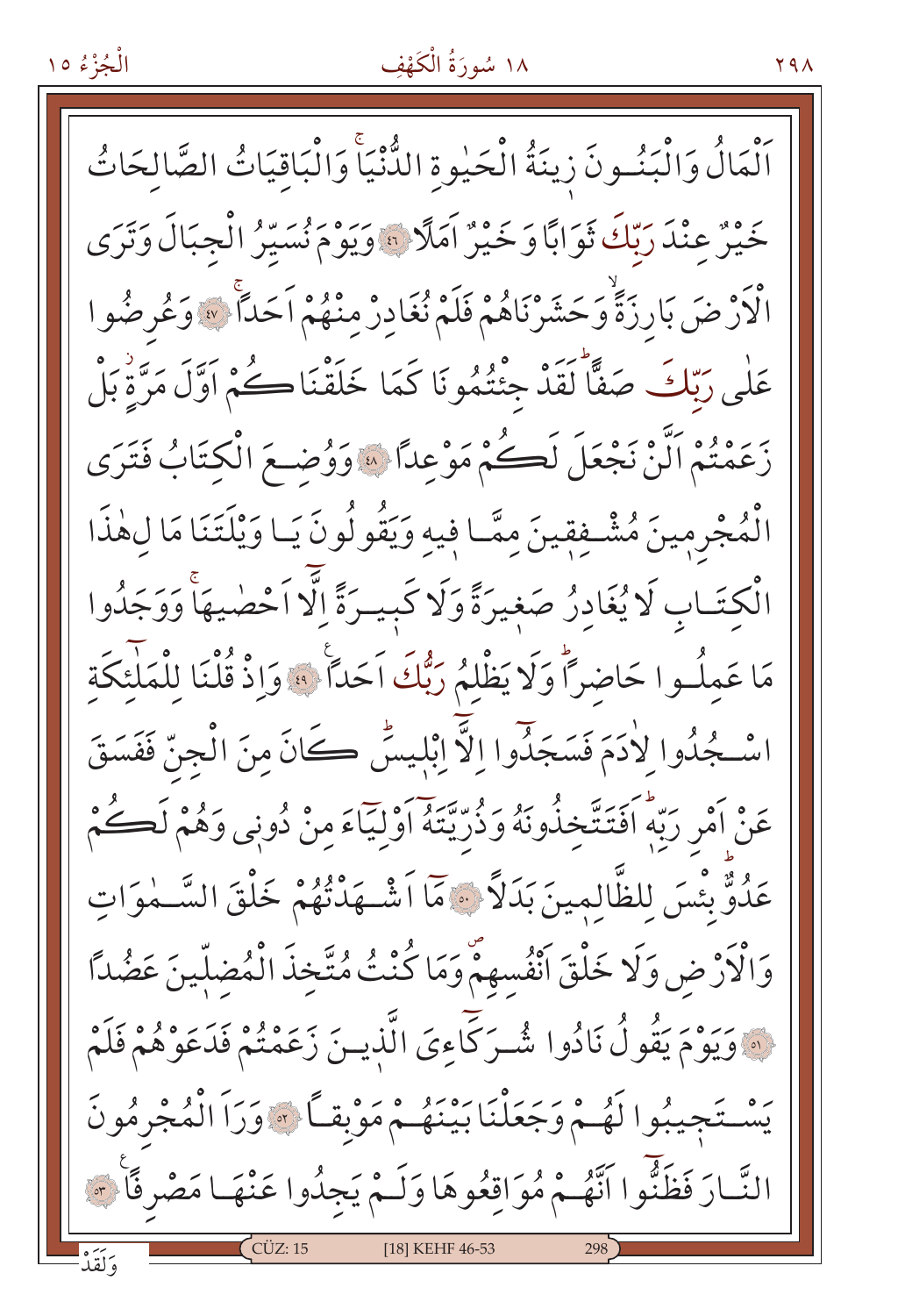اَلْمَالُ وَالْبَنُونَ زِينَةُ الْحَيٰوةِ الدُّنْيَاۚ وَالْبَاقِيَاتُ الصَّالِحَاتُ خَيْرٌ عِنْدَ رَبِّكَ ثَوَابًا وَخَيْرٌ اَمَلًا ﴿٤٦﴾ وَيَوْمَ نُسَيِّرُ الْجِبَالَ وَتَرَى الْاَرْضَ بَارِزَةًۙ وَحَشَرْنَاهُمْ فَلَمْ نُغَادِرْ مِنْهُمْ اَحَدًاۚ ﴿٤٧﴾ وَعُرِضُوا عَلٰى رَبِّكَ صَفًّاۜ لَقَدْ جِئْتُمُونَا كَمَا خَلَقْنَاكُمْ اَوَّلَ مَرَّةٍۘ بَلْ زَعَمْتُمْ اَلَّنْ نَجْعَلَ لَكُمْ مَوْعِدًا ﴿٤٨﴾ وَوُضِعَ الْكِتَابُ فَتَرَى الْمُجْرِمِينَ مُشْفِقِينَ مِمَّا فِيهِ وَيَقُولُونَ يَا وَيْلَتَنَا مَا لِهٰذَا الْكِتَابِ لَا يُغَادِرُ صَغِيرَةً وَلَا كَبِيرَةً اِلَّا اَحْصٰيهَاۚ وَوَجَدُوا مَا عَمِلُوا حَاضِرًاۜ وَلَا يَظْلِمُ رَبُّكَ اَحَدًا ﴿٤٩﴾ وَاِذْ قُلْنَا لِلْمَلٰٓئِكَةِ اسْجُدُوا لِاٰدَمَ فَسَجَدُوا اِلَّٓا اِبْلِيسَۜ كَانَ مِنَ الْجِنِّ فَفَسَقَ عَنْ اَمْرِ رَبِّهٖۜ اَفَتَتَّخِذُونَهُ وَذُرِّيَّتَهُ اَوْلِيَٓاءَ مِنْ دُونٖى وَهُمْ لَكُمْ عَدُوٌّۜ بِئْسَ لِلظَّالِمِينَ بَدَلًا ﴿٥٠﴾ مَٓا اَشْهَدْتُهُمْ خَلْقَ السَّمٰوَاتِ وَالْاَرْضِ وَلَا خَلْقَ اَنْفُسِهِمْۖ وَمَا كُنْتُ مُتَّخِذَ الْمُضِلِّينَ عَضُدًا ﴿٥١﴾ وَيَوْمَ يَقُولُ نَادُوا شُرَكَٓائِىَ الَّذِينَ زَعَمْتُمْ فَدَعَوْهُمْ فَلَمْ يَسْتَجِيبُوا لَهُمْ وَجَعَلْنَا بَيْنَهُمْ مَوْبِقًا ﴿٥٢﴾ وَرَاَ الْمُجْرِمُونَ النَّارَ فَظَنُّوا اَنَّهُمْ مُوَاقِعُوهَا وَلَمْ يَجِدُوا عَنْهَا مَصْرِفًا ﴿٥٣﴾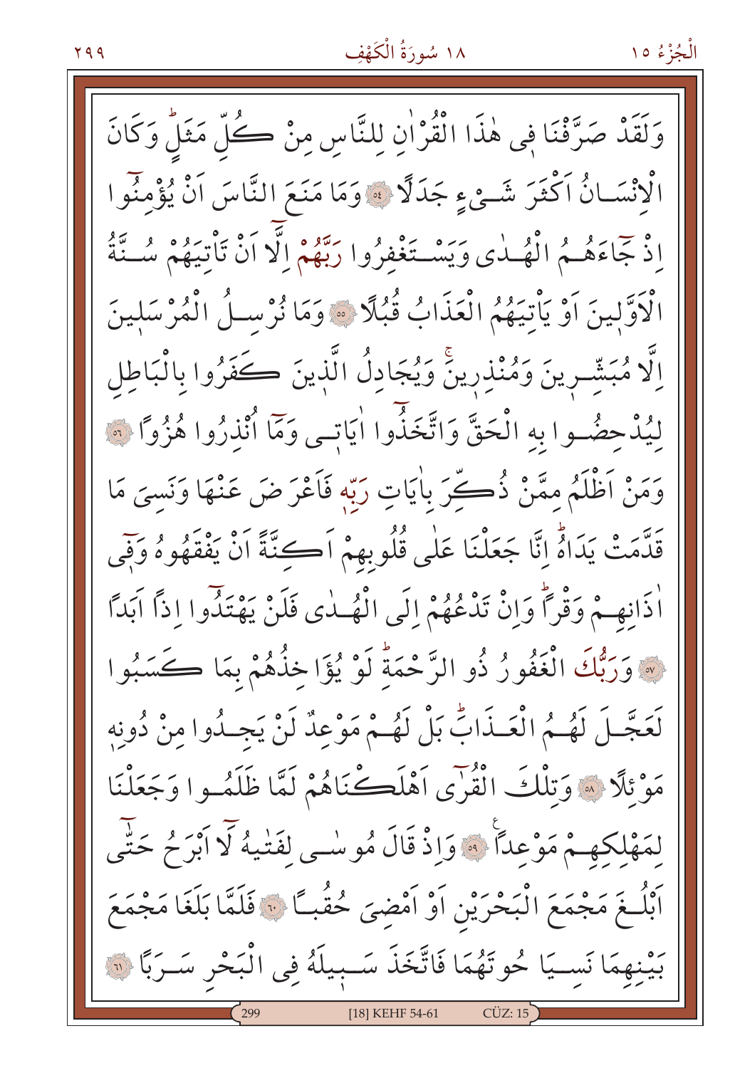وَلَقَدْ صَرَّفْنَا فٖى هٰذَا الْقُرْاٰنِ لِلنَّاسِ مِنْ كُلِّ مَثَلٍۜ وَكَانَ الْاِنْسَانُ اَكْثَرَ شَيْءٍ جَدَلًا ﴿٥٤﴾ وَمَا مَنَعَ النَّاسَ اَنْ يُؤْمِنُٓوا اِذْ جَٓاءَهُمُ الْهُدٰى وَيَسْتَغْفِرُوا رَبَّهُمْ اِلَّٓا اَنْ تَاْتِيَهُمْ سُنَّةُ الْاَوَّلٖينَ اَوْ يَاْتِيَهُمُ الْعَذَابُ قُبُلًا ﴿٥٥﴾ وَمَا نُرْسِلُ الْمُرْسَلٖينَ اِلَّا مُبَشِّرٖينَ وَمُنْذِرٖينَۚ وَيُجَادِلُ الَّذٖينَ كَفَرُوا بِالْبَاطِلِ لِيُدْحِضُوا بِهِ الْحَقَّ وَاتَّخَذُٓوا اٰيَاتٖى وَمَٓا اُنْذِرُوا هُزُوًا ﴿٥٦﴾ وَمَنْ اَظْلَمُ مِمَّنْ ذُكِّرَ بِاٰيَاتِ رَبِّهٖ فَاَعْرَضَ عَنْهَا وَنَسِيَ مَا قَدَّمَتْ يَدَاهُۜ اِنَّا جَعَلْنَا عَلٰى قُلُوبِهِمْ اَكِنَّةً اَنْ يَفْقَهُوهُ وَفٖٓى اٰذَانِهِمْ وَقْرًاۜ وَاِنْ تَدْعُهُمْ اِلَى الْهُدٰى فَلَنْ يَهْتَدُٓوا اِذًا اَبَدًا ﴿٥٧﴾ وَرَبُّكَ الْغَفُورُ ذُو الرَّحْمَةِۜ لَوْ يُؤَاخِذُهُمْ بِمَا كَسَبُوا لَعَجَّلَ لَهُمُ الْعَذَابَۜ بَلْ لَهُمْ مَوْعِدٌ لَنْ يَجِدُوا مِنْ دُونِهٖ مَوْئِلًا ﴿٥٨﴾ وَتِلْكَ الْقُرٰٓى اَهْلَكْنَاهُمْ لَمَّا ظَلَمُوا وَجَعَلْنَا لِمَهْلِكِهِمْ مَوْعِدًا۟ ﴿٥٩﴾ وَاِذْ قَالَ مُوسٰى لِفَتٰيهُ لَٓا اَبْرَحُ حَتّٰٓى اَبْلُغَ مَجْمَعَ الْبَحْرَيْنِ اَوْ اَمْضِيَ حُقُبًا ﴿٦٠﴾ فَلَمَّا بَلَغَا مَجْمَعَ بَيْنِهِمَا نَسِيَا حُوتَهُمَا فَاتَّخَذَ سَبٖيلَهُ فِي الْبَحْرِ سَرَبًا ﴿٦١﴾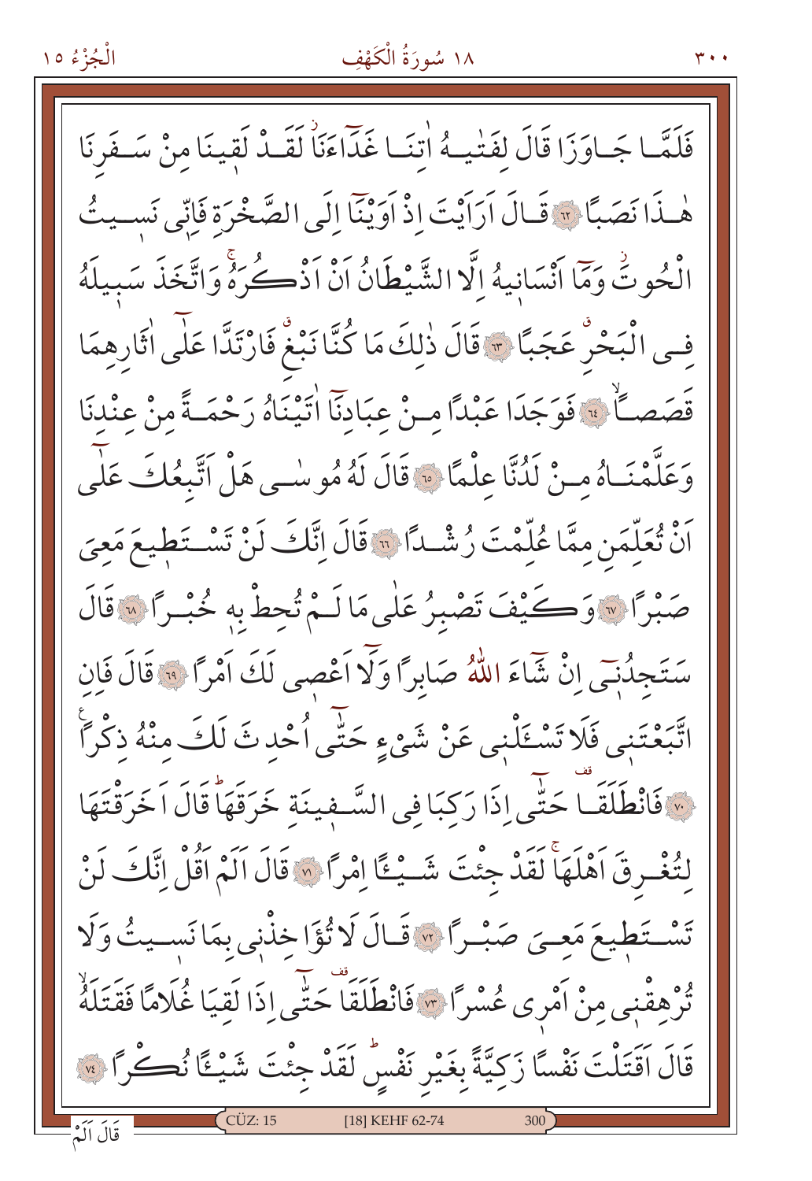فَلَمَّا جَاوَزَا قَالَ لِفَتٰيهُ اٰتِنَا غَدَٓاءَنَاۘ لَقَدْ لَقٖينَا مِنْ سَفَرِنَا هٰذَا نَصَبًا ﴿٦٢﴾ قَالَ اَرَاَيْتَ اِذْ اَوَيْنَٓا اِلَى الصَّخْرَةِ فَاِنّٖي نَسٖيتُ الْحُوتَۘ وَمَٓا اَنْسَانٖيهُ اِلَّا الشَّيْطَانُ اَنْ اَذْكُرَهُۚ وَاتَّخَذَ سَبٖيلَهُ فِي الْبَحْرِۗ عَجَبًا ﴿٦٣﴾ قَالَ ذٰلِكَ مَا كُنَّا نَبْغِۗ فَارْتَدَّا عَلٰٓى اٰثَارِهِمَا قَصَصًاۙ ﴿٦٤﴾ فَوَجَدَا عَبْدًا مِنْ عِبَادِنَٓا اٰتَيْنَاهُ رَحْمَةً مِنْ عِنْدِنَا وَعَلَّمْنَاهُ مِنْ لَدُنَّا عِلْمًا ﴿٦٥﴾ قَالَ لَهُ مُوسٰى هَلْ اَتَّبِعُكَ عَلٰٓى اَنْ تُعَلِّمَنِ مِمَّا عُلِّمْتَ رُشْدًا ﴿٦٦﴾ قَالَ اِنَّكَ لَنْ تَسْتَطٖيعَ مَعِيَ صَبْرًا ﴿٦٧﴾ وَكَيْفَ تَصْبِرُ عَلٰى مَا لَمْ تُحِطْ بِهٖ خُبْرًا ﴿٦٨﴾ قَالَ سَتَجِدُنٖٓي اِنْ شَٓاءَ اللّٰهُ صَابِرًا وَلَٓا اَعْصٖي لَكَ اَمْرًا ﴿٦٩﴾ قَالَ فَاِنِ اتَّبَعْتَنٖي فَلَا تَسْـَٔلْنٖي عَنْ شَيْءٍ حَتّٰٓى اُحْدِثَ لَكَ مِنْهُ ذِكْرًا۟ ﴿٧٠﴾ فَانْطَلَقَاࣞ حَتّٰٓى اِذَا رَكِبَا فِي السَّفٖينَةِ خَرَقَهَاۜ قَالَ اَخَرَقْتَهَا لِتُغْرِقَ اَهْلَهَاۚ لَقَدْ جِئْتَ شَيْـًٔا اِمْرًا ﴿٧١﴾ قَالَ اَلَمْ اَقُلْ اِنَّكَ لَنْ تَسْتَطٖيعَ مَعِيَ صَبْرًا ﴿٧٢﴾ قَالَ لَا تُؤَاخِذْنٖي بِمَا نَسٖيتُ وَلَا تُرْهِقْنٖي مِنْ اَمْرٖي عُسْرًا ﴿٧٣﴾ فَانْطَلَقَاࣞ حَتّٰٓى اِذَا لَقِيَا غُلَامًا فَقَتَلَهُۙ قَالَ اَقَتَلْتَ نَفْسًا زَكِيَّةً بِغَيْرِ نَفْسٍۜ لَقَدْ جِئْتَ شَيْـًٔا نُكْرًا ﴿٧٤﴾